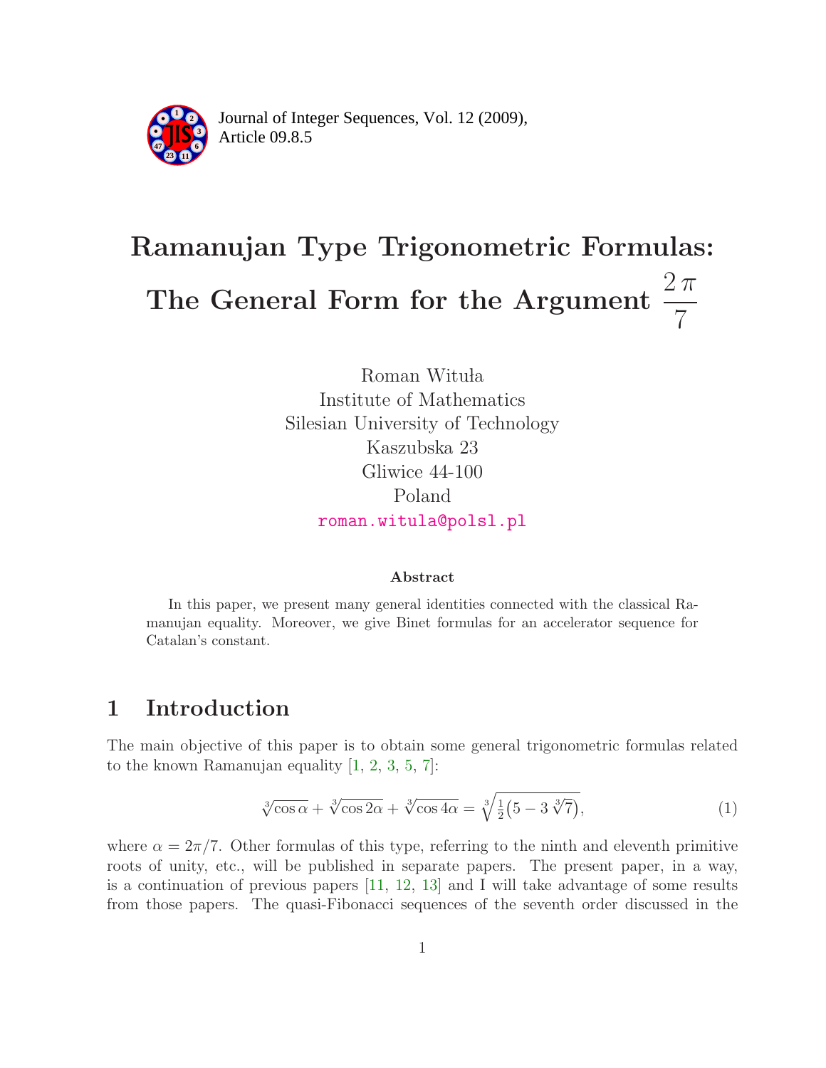Journal of Integer Sequences, Vol. 12 (2009), Article 09.8.5

# Ramanujan Type Trigonometric Formulas: The General Form for the Argument $\dfrac{2\pi}{7}$

Roman Wituła
Institute of Mathematics
Silesian University of Technology
Kaszubska 23
Gliwice 44-100
Poland
roman.witula@polsl.pl

### Abstract

In this paper, we present many general identities connected with the classical Ramanujan equality. Moreover, we give Binet formulas for an accelerator sequence for Catalan's constant.

## 1 Introduction

The main objective of this paper is to obtain some general trigonometric formulas related to the known Ramanujan equality [1, 2, 3, 5, 7]:

$$\sqrt[3]{\cos\alpha} + \sqrt[3]{\cos 2\alpha} + \sqrt[3]{\cos 4\alpha} = \sqrt[3]{\tfrac{1}{2}\big(5 - 3\sqrt[3]{7}\big)}, \tag{1}$$

where $\alpha = 2\pi/7$. Other formulas of this type, referring to the ninth and eleventh primitive roots of unity, etc., will be published in separate papers. The present paper, in a way, is a continuation of previous papers [11, 12, 13] and I will take advantage of some results from those papers. The quasi-Fibonacci sequences of the seventh order discussed in the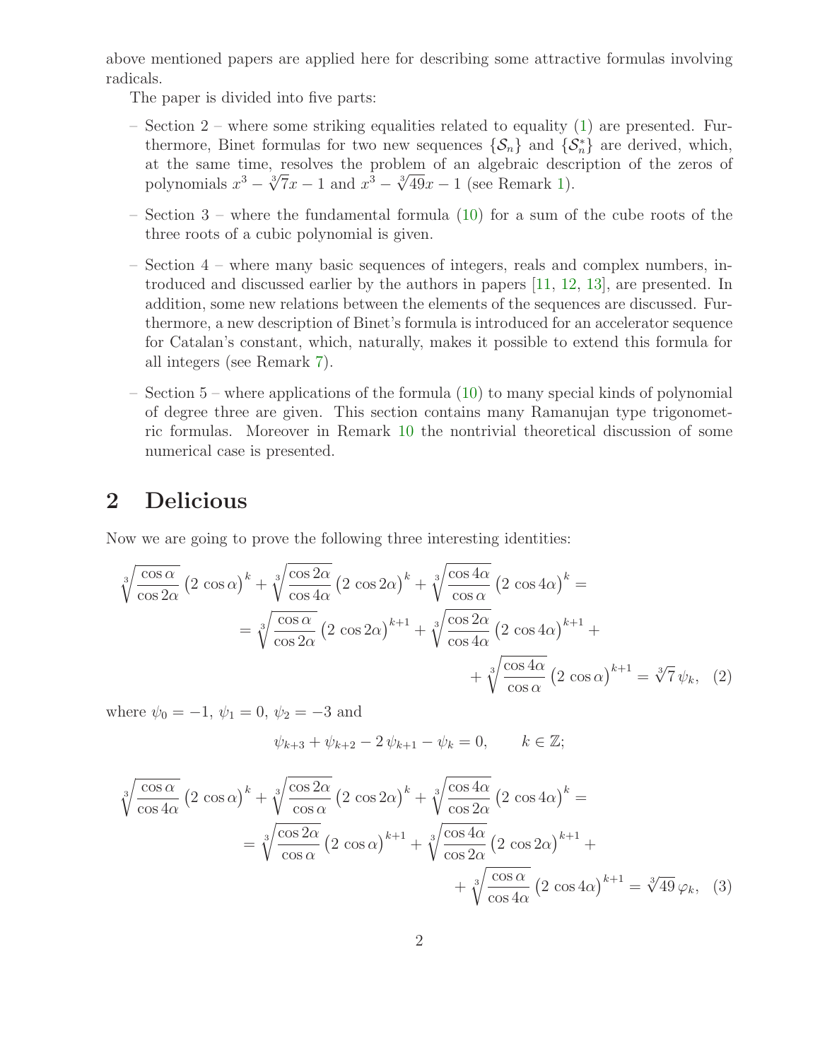above mentioned papers are applied here for describing some attractive formulas involving radicals.

The paper is divided into five parts:

- Section 2 – where some striking equalities related to equality (1) are presented. Furthermore, Binet formulas for two new sequences $\{\mathcal{S}_n\}$ and $\{\mathcal{S}_n^*\}$ are derived, which, at the same time, resolves the problem of an algebraic description of the zeros of polynomials $x^3-\sqrt[3]{7}x-1$ and $x^3-\sqrt[3]{49}x-1$ (see Remark 1).
- Section 3 – where the fundamental formula (10) for a sum of the cube roots of the three roots of a cubic polynomial is given.
- Section 4 – where many basic sequences of integers, reals and complex numbers, introduced and discussed earlier by the authors in papers [11, 12, 13], are presented. In addition, some new relations between the elements of the sequences are discussed. Furthermore, a new description of Binet's formula is introduced for an accelerator sequence for Catalan's constant, which, naturally, makes it possible to extend this formula for all integers (see Remark 7).
- Section 5 – where applications of the formula (10) to many special kinds of polynomial of degree three are given. This section contains many Ramanujan type trigonometric formulas. Moreover in Remark 10 the nontrivial theoretical discussion of some numerical case is presented.

## 2 Delicious

Now we are going to prove the following three interesting identities:

$$\begin{aligned}\sqrt[3]{\frac{\cos\alpha}{\cos 2\alpha}}\,(2\,\cos\alpha)^k+\sqrt[3]{\frac{\cos 2\alpha}{\cos 4\alpha}}\,(2\,\cos 2\alpha)^k+\sqrt[3]{\frac{\cos 4\alpha}{\cos\alpha}}\,(2\,\cos 4\alpha)^k=\\ =\sqrt[3]{\frac{\cos\alpha}{\cos 2\alpha}}\,(2\,\cos 2\alpha)^{k+1}+\sqrt[3]{\frac{\cos 2\alpha}{\cos 4\alpha}}\,(2\,\cos 4\alpha)^{k+1}+\\ +\sqrt[3]{\frac{\cos 4\alpha}{\cos\alpha}}\,(2\,\cos\alpha)^{k+1}=\sqrt[3]{7}\,\psi_k,\end{aligned}\tag{2}$$

where $\psi_0=-1$, $\psi_1=0$, $\psi_2=-3$ and

$$\psi_{k+3}+\psi_{k+2}-2\,\psi_{k+1}-\psi_k=0,\qquad k\in\mathbb{Z};$$

$$\begin{aligned}\sqrt[3]{\frac{\cos\alpha}{\cos 4\alpha}}\,(2\,\cos\alpha)^k+\sqrt[3]{\frac{\cos 2\alpha}{\cos\alpha}}\,(2\,\cos 2\alpha)^k+\sqrt[3]{\frac{\cos 4\alpha}{\cos 2\alpha}}\,(2\,\cos 4\alpha)^k=\\ =\sqrt[3]{\frac{\cos 2\alpha}{\cos\alpha}}\,(2\,\cos\alpha)^{k+1}+\sqrt[3]{\frac{\cos 4\alpha}{\cos 2\alpha}}\,(2\,\cos 2\alpha)^{k+1}+\\ +\sqrt[3]{\frac{\cos\alpha}{\cos 4\alpha}}\,(2\,\cos 4\alpha)^{k+1}=\sqrt[3]{49}\,\varphi_k,\end{aligned}\tag{3}$$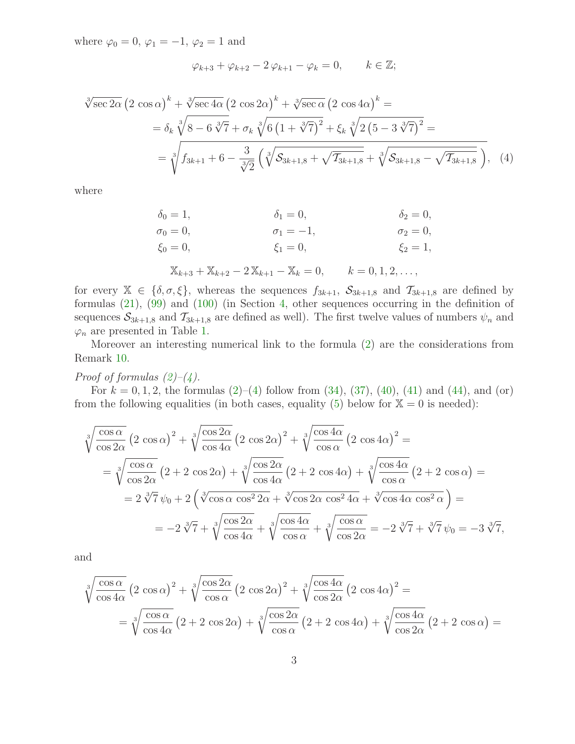where $\varphi_0 = 0$, $\varphi_1 = -1$, $\varphi_2 = 1$ and

$$\varphi_{k+3} + \varphi_{k+2} - 2\,\varphi_{k+1} - \varphi_k = 0, \qquad k \in \mathbb{Z};$$

$$\begin{aligned}
&\sqrt[3]{\sec 2\alpha}\,\left(2\,\cos\alpha\right)^k + \sqrt[3]{\sec 4\alpha}\,\left(2\,\cos 2\alpha\right)^k + \sqrt[3]{\sec\alpha}\,\left(2\,\cos 4\alpha\right)^k = \\
&\quad = \delta_k\,\sqrt[3]{8 - 6\,\sqrt[3]{7}} + \sigma_k\,\sqrt[3]{6\left(1 + \sqrt[3]{7}\right)^2} + \xi_k\,\sqrt[3]{2\left(5 - 3\,\sqrt[3]{7}\right)^2} = \\
&\quad = \sqrt[3]{f_{3k+1} + 6 - \frac{3}{\sqrt[3]{2}}\left(\sqrt[3]{\mathcal{S}_{3k+1,8} + \sqrt{\mathcal{T}_{3k+1,8}}} + \sqrt[3]{\mathcal{S}_{3k+1,8} - \sqrt{\mathcal{T}_{3k+1,8}}}\,\right)}, \quad (4)
\end{aligned}$$

where

$$\begin{array}{lll}
\delta_0 = 1, & \delta_1 = 0, & \delta_2 = 0, \\
\sigma_0 = 0, & \sigma_1 = -1, & \sigma_2 = 0, \\
\xi_0 = 0, & \xi_1 = 0, & \xi_2 = 1,
\end{array}$$

$$\mathbb{X}_{k+3} + \mathbb{X}_{k+2} - 2\,\mathbb{X}_{k+1} - \mathbb{X}_k = 0, \qquad k = 0, 1, 2, \ldots,$$

for every $\mathbb{X} \in \{\delta, \sigma, \xi\}$, whereas the sequences $f_{3k+1}$, $\mathcal{S}_{3k+1,8}$ and $\mathcal{T}_{3k+1,8}$ are defined by formulas (21), (99) and (100) (in Section 4, other sequences occurring in the definition of sequences $\mathcal{S}_{3k+1,8}$ and $\mathcal{T}_{3k+1,8}$ are defined as well). The first twelve values of numbers $\psi_n$ and $\varphi_n$ are presented in Table 1.

Moreover an interesting numerical link to the formula (2) are the considerations from Remark 10.

*Proof of formulas (2)–(4).*

For $k = 0, 1, 2$, the formulas (2)–(4) follow from (34), (37), (40), (41) and (44), and (or) from the following equalities (in both cases, equality (5) below for $\mathbb{X} = 0$ is needed):

$$\begin{aligned}
&\sqrt[3]{\frac{\cos\alpha}{\cos 2\alpha}}\,\left(2\,\cos\alpha\right)^2 + \sqrt[3]{\frac{\cos 2\alpha}{\cos 4\alpha}}\,\left(2\,\cos 2\alpha\right)^2 + \sqrt[3]{\frac{\cos 4\alpha}{\cos\alpha}}\,\left(2\,\cos 4\alpha\right)^2 = \\
&\quad = \sqrt[3]{\frac{\cos\alpha}{\cos 2\alpha}}\,\left(2 + 2\,\cos 2\alpha\right) + \sqrt[3]{\frac{\cos 2\alpha}{\cos 4\alpha}}\,\left(2 + 2\,\cos 4\alpha\right) + \sqrt[3]{\frac{\cos 4\alpha}{\cos\alpha}}\,\left(2 + 2\,\cos\alpha\right) = \\
&\quad = 2\,\sqrt[3]{7}\,\psi_0 + 2\left(\sqrt[3]{\cos\alpha\,\cos^2 2\alpha} + \sqrt[3]{\cos 2\alpha\,\cos^2 4\alpha} + \sqrt[3]{\cos 4\alpha\,\cos^2\alpha}\,\right) = \\
&\quad = -2\,\sqrt[3]{7} + \sqrt[3]{\frac{\cos 2\alpha}{\cos 4\alpha}} + \sqrt[3]{\frac{\cos 4\alpha}{\cos\alpha}} + \sqrt[3]{\frac{\cos\alpha}{\cos 2\alpha}} = -2\,\sqrt[3]{7} + \sqrt[3]{7}\,\psi_0 = -3\,\sqrt[3]{7},
\end{aligned}$$

and

$$\begin{aligned}
&\sqrt[3]{\frac{\cos\alpha}{\cos 4\alpha}}\,\left(2\,\cos\alpha\right)^2 + \sqrt[3]{\frac{\cos 2\alpha}{\cos\alpha}}\,\left(2\,\cos 2\alpha\right)^2 + \sqrt[3]{\frac{\cos 4\alpha}{\cos 2\alpha}}\,\left(2\,\cos 4\alpha\right)^2 = \\
&\quad = \sqrt[3]{\frac{\cos\alpha}{\cos 4\alpha}}\,\left(2 + 2\,\cos 2\alpha\right) + \sqrt[3]{\frac{\cos 2\alpha}{\cos\alpha}}\,\left(2 + 2\,\cos 4\alpha\right) + \sqrt[3]{\frac{\cos 4\alpha}{\cos 2\alpha}}\,\left(2 + 2\,\cos\alpha\right) =
\end{aligned}$$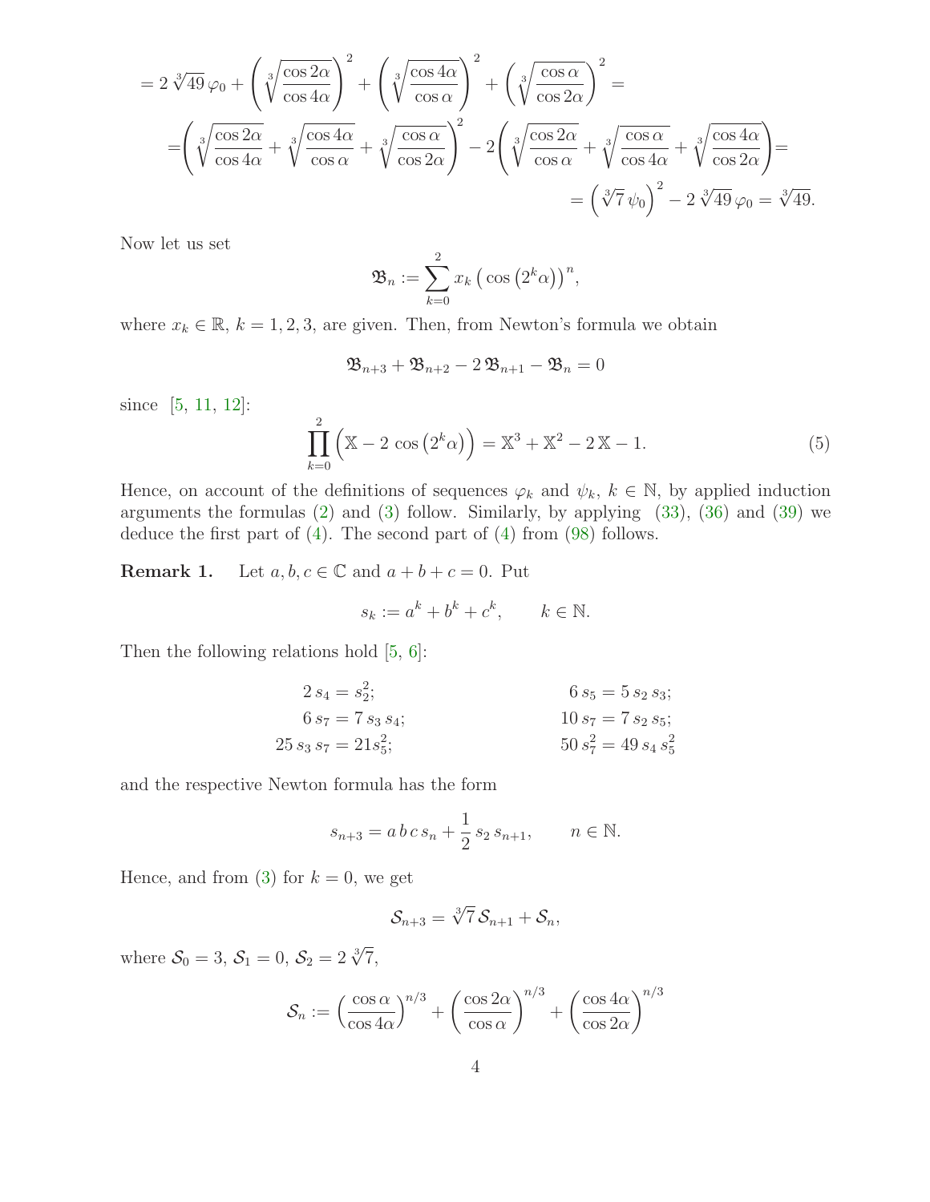$$= 2\sqrt[3]{49}\,\varphi_0 + \left(\sqrt[3]{\frac{\cos 2\alpha}{\cos 4\alpha}}\right)^2 + \left(\sqrt[3]{\frac{\cos 4\alpha}{\cos \alpha}}\right)^2 + \left(\sqrt[3]{\frac{\cos \alpha}{\cos 2\alpha}}\right)^2 =$$

$$= \left(\sqrt[3]{\frac{\cos 2\alpha}{\cos 4\alpha}} + \sqrt[3]{\frac{\cos 4\alpha}{\cos \alpha}} + \sqrt[3]{\frac{\cos \alpha}{\cos 2\alpha}}\right)^2 - 2\left(\sqrt[3]{\frac{\cos 2\alpha}{\cos \alpha}} + \sqrt[3]{\frac{\cos \alpha}{\cos 4\alpha}} + \sqrt[3]{\frac{\cos 4\alpha}{\cos 2\alpha}}\right) =$$

$$= \left(\sqrt[3]{7}\,\psi_0\right)^2 - 2\sqrt[3]{49}\,\varphi_0 = \sqrt[3]{49}.$$

Now let us set

$$\mathfrak{B}_n := \sum_{k=0}^{2} x_k\left(\cos\left(2^k\alpha\right)\right)^n,$$

where $x_k \in \mathbb{R}$, $k = 1, 2, 3$, are given. Then, from Newton's formula we obtain

$$\mathfrak{B}_{n+3} + \mathfrak{B}_{n+2} - 2\,\mathfrak{B}_{n+1} - \mathfrak{B}_n = 0$$

since [5, 11, 12]:

$$\prod_{k=0}^{2}\left(\mathbb{X} - 2\cos\left(2^k\alpha\right)\right) = \mathbb{X}^3 + \mathbb{X}^2 - 2\,\mathbb{X} - 1. \tag{5}$$

Hence, on account of the definitions of sequences $\varphi_k$ and $\psi_k$, $k \in \mathbb{N}$, by applied induction arguments the formulas (2) and (3) follow. Similarly, by applying (33), (36) and (39) we deduce the first part of (4). The second part of (4) from (98) follows.

**Remark 1.** Let $a, b, c \in \mathbb{C}$ and $a + b + c = 0$. Put

$$s_k := a^k + b^k + c^k, \qquad k \in \mathbb{N}.$$

Then the following relations hold [5, 6]:

$$2\,s_4 = s_2^2; \qquad 6\,s_5 = 5\,s_2\,s_3;$$

$$6\,s_7 = 7\,s_3\,s_4; \qquad 10\,s_7 = 7\,s_2\,s_5;$$

$$25\,s_3\,s_7 = 21 s_5^2; \qquad 50\,s_7^2 = 49\,s_4\,s_5^2$$

and the respective Newton formula has the form

$$s_{n+3} = a\,b\,c\,s_n + \frac{1}{2}\,s_2\,s_{n+1}, \qquad n \in \mathbb{N}.$$

Hence, and from (3) for $k = 0$, we get

$$\mathcal{S}_{n+3} = \sqrt[3]{7}\,\mathcal{S}_{n+1} + \mathcal{S}_n,$$

where $\mathcal{S}_0 = 3$, $\mathcal{S}_1 = 0$, $\mathcal{S}_2 = 2\sqrt[3]{7}$,

$$\mathcal{S}_n := \left(\frac{\cos\alpha}{\cos 4\alpha}\right)^{n/3} + \left(\frac{\cos 2\alpha}{\cos\alpha}\right)^{n/3} + \left(\frac{\cos 4\alpha}{\cos 2\alpha}\right)^{n/3}$$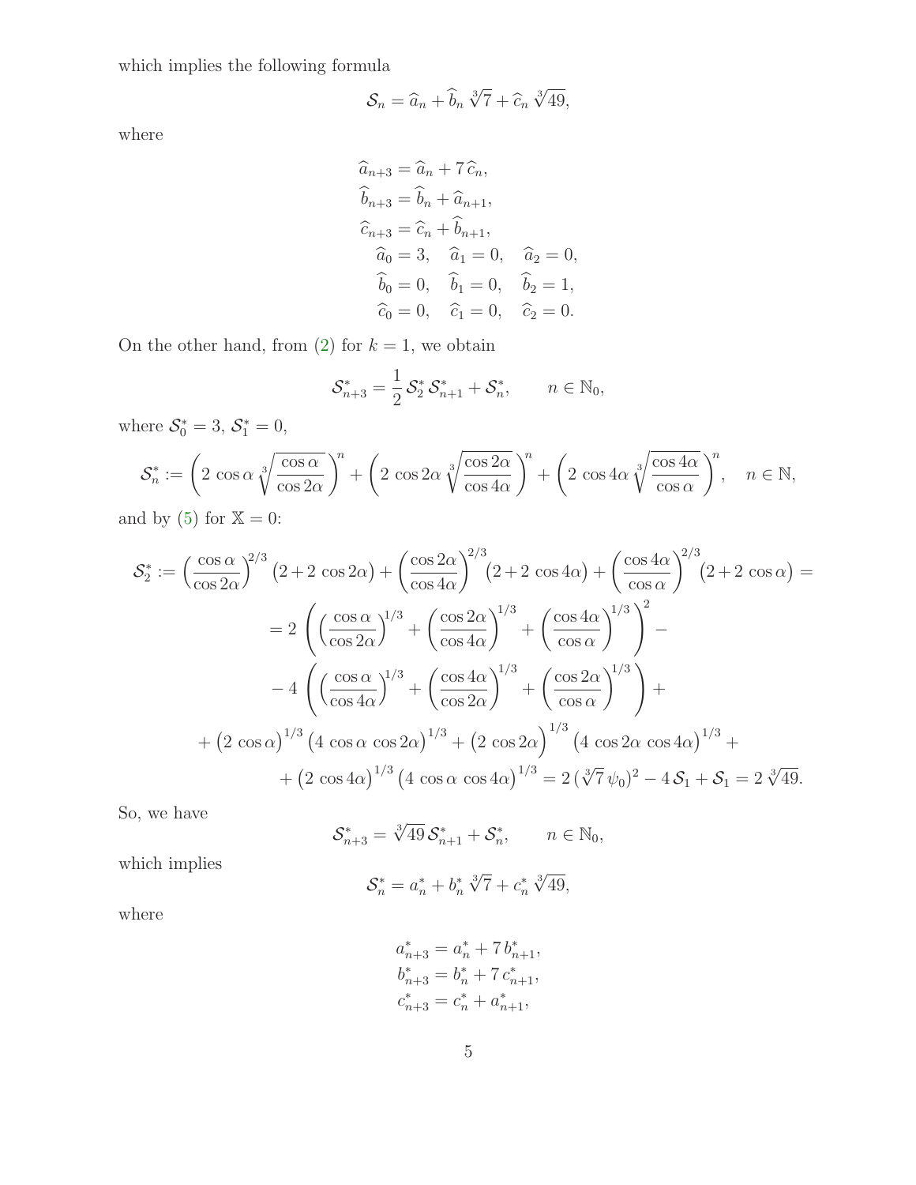which implies the following formula

$$\mathcal{S}_n = \widehat{a}_n + \widehat{b}_n \sqrt[3]{7} + \widehat{c}_n \sqrt[3]{49},$$

where

$$\begin{aligned}
\widehat{a}_{n+3} &= \widehat{a}_n + 7\,\widehat{c}_n,\\
\widehat{b}_{n+3} &= \widehat{b}_n + \widehat{a}_{n+1},\\
\widehat{c}_{n+3} &= \widehat{c}_n + \widehat{b}_{n+1},\\
\widehat{a}_0 = 3, &\quad \widehat{a}_1 = 0, \quad \widehat{a}_2 = 0,\\
\widehat{b}_0 = 0, &\quad \widehat{b}_1 = 0, \quad \widehat{b}_2 = 1,\\
\widehat{c}_0 = 0, &\quad \widehat{c}_1 = 0, \quad \widehat{c}_2 = 0.
\end{aligned}$$

On the other hand, from (2) for $k = 1$, we obtain

$$\mathcal{S}^*_{n+3} = \frac{1}{2}\,\mathcal{S}^*_2\,\mathcal{S}^*_{n+1} + \mathcal{S}^*_n, \qquad n \in \mathbb{N}_0,$$

where $\mathcal{S}^*_0 = 3$, $\mathcal{S}^*_1 = 0$,

$$\mathcal{S}^*_n := \left(2\,\cos\alpha\,\sqrt[3]{\frac{\cos\alpha}{\cos 2\alpha}}\right)^n + \left(2\,\cos 2\alpha\,\sqrt[3]{\frac{\cos 2\alpha}{\cos 4\alpha}}\right)^n + \left(2\,\cos 4\alpha\,\sqrt[3]{\frac{\cos 4\alpha}{\cos\alpha}}\right)^n, \quad n \in \mathbb{N},$$

and by (5) for $\mathbb{X} = 0$:

$$\begin{aligned}
\mathcal{S}^*_2 &:= \left(\frac{\cos\alpha}{\cos 2\alpha}\right)^{2/3}\big(2 + 2\,\cos 2\alpha\big) + \left(\frac{\cos 2\alpha}{\cos 4\alpha}\right)^{2/3}\big(2 + 2\,\cos 4\alpha\big) + \left(\frac{\cos 4\alpha}{\cos\alpha}\right)^{2/3}\big(2 + 2\,\cos\alpha\big) =\\
&= 2\left(\left(\frac{\cos\alpha}{\cos 2\alpha}\right)^{1/3} + \left(\frac{\cos 2\alpha}{\cos 4\alpha}\right)^{1/3} + \left(\frac{\cos 4\alpha}{\cos\alpha}\right)^{1/3}\right)^2 -\\
&\quad - 4\left(\left(\frac{\cos\alpha}{\cos 4\alpha}\right)^{1/3} + \left(\frac{\cos 4\alpha}{\cos 2\alpha}\right)^{1/3} + \left(\frac{\cos 2\alpha}{\cos\alpha}\right)^{1/3}\right) +\\
&\quad + \big(2\,\cos\alpha\big)^{1/3}\big(4\,\cos\alpha\,\cos 2\alpha\big)^{1/3} + \big(2\,\cos 2\alpha\big)^{1/3}\big(4\,\cos 2\alpha\,\cos 4\alpha\big)^{1/3} +\\
&\quad + \big(2\,\cos 4\alpha\big)^{1/3}\big(4\,\cos\alpha\,\cos 4\alpha\big)^{1/3} = 2\,(\sqrt[3]{7}\,\psi_0)^2 - 4\,\mathcal{S}_1 + \mathcal{S}_1 = 2\,\sqrt[3]{49}.
\end{aligned}$$

So, we have

$$\mathcal{S}^*_{n+3} = \sqrt[3]{49}\,\mathcal{S}^*_{n+1} + \mathcal{S}^*_n, \qquad n \in \mathbb{N}_0,$$

which implies

$$\mathcal{S}^*_n = a^*_n + b^*_n \sqrt[3]{7} + c^*_n \sqrt[3]{49},$$

where

$$\begin{aligned}
a^*_{n+3} &= a^*_n + 7\,b^*_{n+1},\\
b^*_{n+3} &= b^*_n + 7\,c^*_{n+1},\\
c^*_{n+3} &= c^*_n + a^*_{n+1},
\end{aligned}$$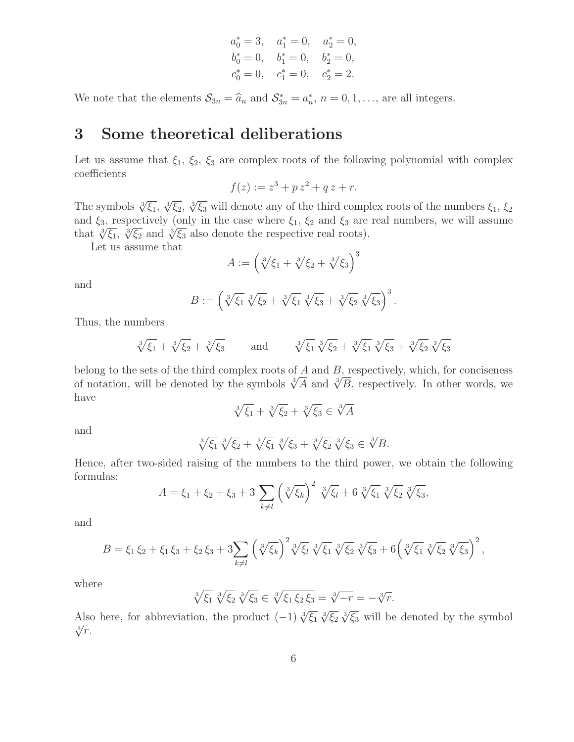$$
\begin{aligned}
a_0^* &= 3, & a_1^* &= 0, & a_2^* &= 0,\\
b_0^* &= 0, & b_1^* &= 0, & b_2^* &= 0,\\
c_0^* &= 0, & c_1^* &= 0, & c_2^* &= 2.
\end{aligned}
$$

We note that the elements $\mathcal{S}_{3n} = \widehat{a}_n$ and $\mathcal{S}^*_{3n} = a^*_n$, $n = 0, 1, \ldots$, are all integers.

# 3 Some theoretical deliberations

Let us assume that $\xi_1$, $\xi_2$, $\xi_3$ are complex roots of the following polynomial with complex coefficients

$$
f(z) := z^3 + p\, z^2 + q\, z + r.
$$

The symbols $\sqrt[3]{\xi_1}$, $\sqrt[3]{\xi_2}$, $\sqrt[3]{\xi_3}$ will denote any of the third complex roots of the numbers $\xi_1$, $\xi_2$ and $\xi_3$, respectively (only in the case where $\xi_1$, $\xi_2$ and $\xi_3$ are real numbers, we will assume that $\sqrt[3]{\xi_1}$, $\sqrt[3]{\xi_2}$ and $\sqrt[3]{\xi_3}$ also denote the respective real roots).

Let us assume that

$$
A := \left(\sqrt[3]{\xi_1} + \sqrt[3]{\xi_2} + \sqrt[3]{\xi_3}\right)^3
$$

and

$$
B := \left(\sqrt[3]{\xi_1}\,\sqrt[3]{\xi_2} + \sqrt[3]{\xi_1}\,\sqrt[3]{\xi_3} + \sqrt[3]{\xi_2}\,\sqrt[3]{\xi_3}\right)^3.
$$

Thus, the numbers

$$
\sqrt[3]{\xi_1} + \sqrt[3]{\xi_2} + \sqrt[3]{\xi_3} \qquad \text{and} \qquad \sqrt[3]{\xi_1}\,\sqrt[3]{\xi_2} + \sqrt[3]{\xi_1}\,\sqrt[3]{\xi_3} + \sqrt[3]{\xi_2}\,\sqrt[3]{\xi_3}
$$

belong to the sets of the third complex roots of $A$ and $B$, respectively, which, for conciseness of notation, will be denoted by the symbols $\sqrt[3]{A}$ and $\sqrt[3]{B}$, respectively. In other words, we have

$$
\sqrt[3]{\xi_1} + \sqrt[3]{\xi_2} + \sqrt[3]{\xi_3} \in \sqrt[3]{A}
$$

and

$$
\sqrt[3]{\xi_1}\,\sqrt[3]{\xi_2} + \sqrt[3]{\xi_1}\,\sqrt[3]{\xi_3} + \sqrt[3]{\xi_2}\,\sqrt[3]{\xi_3} \in \sqrt[3]{B}.
$$

Hence, after two-sided raising of the numbers to the third power, we obtain the following formulas:

$$
A = \xi_1 + \xi_2 + \xi_3 + 3\sum_{k \neq l} \left(\sqrt[3]{\xi_k}\right)^2 \sqrt[3]{\xi_l} + 6\,\sqrt[3]{\xi_1}\,\sqrt[3]{\xi_2}\,\sqrt[3]{\xi_3},
$$

and

$$
B = \xi_1\,\xi_2 + \xi_1\,\xi_3 + \xi_2\,\xi_3 + 3\sum_{k \neq l} \left(\sqrt[3]{\xi_k}\right)^2 \sqrt[3]{\xi_l}\,\sqrt[3]{\xi_1}\,\sqrt[3]{\xi_2}\,\sqrt[3]{\xi_3} + 6\Big(\sqrt[3]{\xi_1}\,\sqrt[3]{\xi_2}\,\sqrt[3]{\xi_3}\Big)^2,
$$

where

$$
\sqrt[3]{\xi_1}\,\sqrt[3]{\xi_2}\,\sqrt[3]{\xi_3} \in \sqrt[3]{\xi_1\,\xi_2\,\xi_3} = \sqrt[3]{-r} = -\sqrt[3]{r}.
$$

Also here, for abbreviation, the product $(-1)\,\sqrt[3]{\xi_1}\,\sqrt[3]{\xi_2}\,\sqrt[3]{\xi_3}$ will be denoted by the symbol $\sqrt[3]{r}$.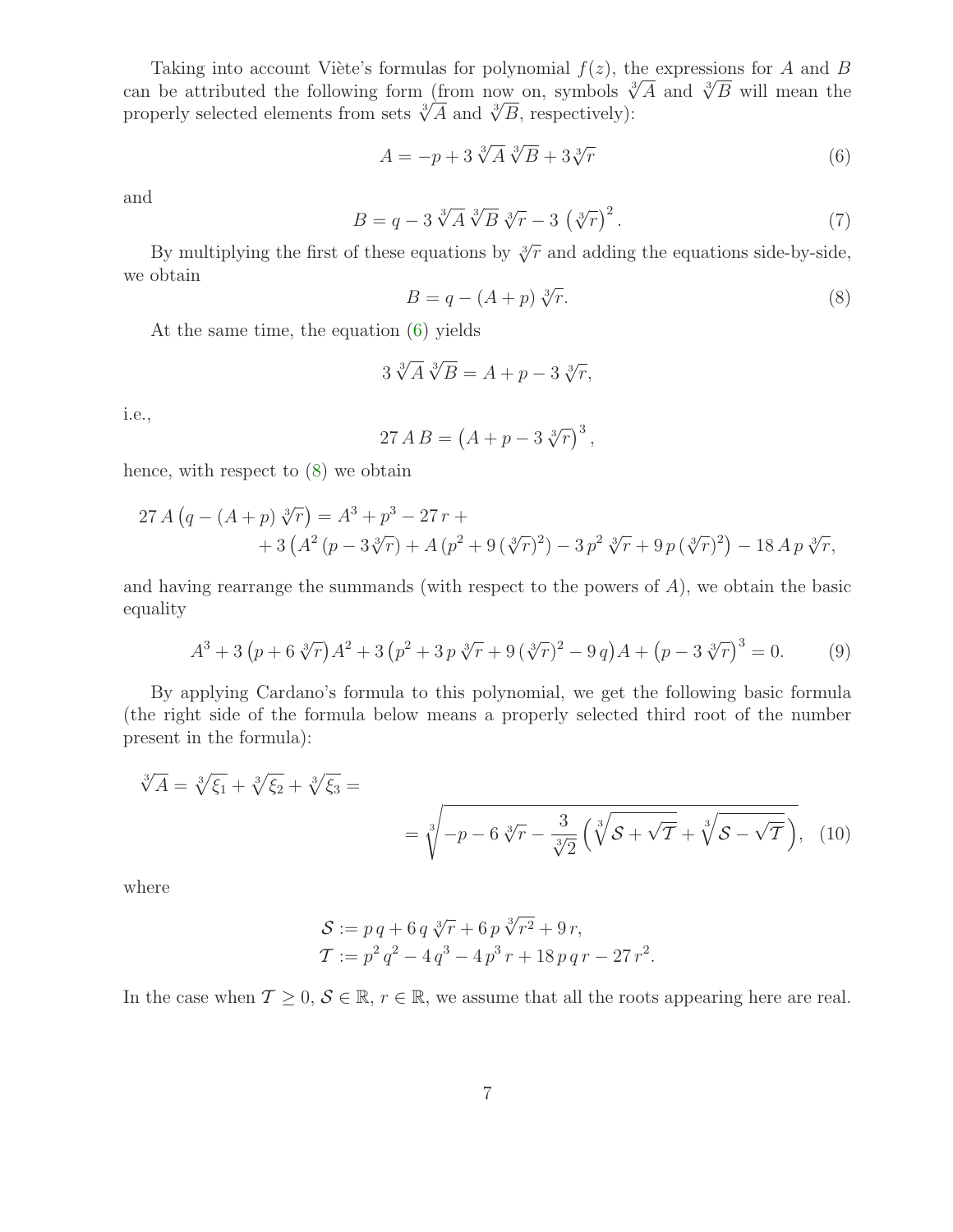Taking into account Viète's formulas for polynomial $f(z)$, the expressions for $A$ and $B$ can be attributed the following form (from now on, symbols $\sqrt[3]{A}$ and $\sqrt[3]{B}$ will mean the properly selected elements from sets $\sqrt[3]{A}$ and $\sqrt[3]{B}$, respectively):

$$A = -p + 3\,\sqrt[3]{A}\,\sqrt[3]{B} + 3\sqrt[3]{r} \tag{6}$$

and

$$B = q - 3\,\sqrt[3]{A}\,\sqrt[3]{B}\,\sqrt[3]{r} - 3\,\left(\sqrt[3]{r}\right)^2. \tag{7}$$

By multiplying the first of these equations by $\sqrt[3]{r}$ and adding the equations side-by-side, we obtain

$$B = q - (A + p)\,\sqrt[3]{r}. \tag{8}$$

At the same time, the equation (6) yields

$$3\,\sqrt[3]{A}\,\sqrt[3]{B} = A + p - 3\,\sqrt[3]{r},$$

i.e.,

$$27\,A\,B = \left(A + p - 3\,\sqrt[3]{r}\right)^3,$$

hence, with respect to (8) we obtain

$$\begin{aligned} 27\,A\left(q - (A + p)\,\sqrt[3]{r}\right) &= A^3 + p^3 - 27\,r + \\ &+ 3\left(A^2\,(p - 3\sqrt[3]{r}) + A\,(p^2 + 9\,(\sqrt[3]{r})^2) - 3\,p^2\,\sqrt[3]{r} + 9\,p\,(\sqrt[3]{r})^2\right) - 18\,A\,p\,\sqrt[3]{r}, \end{aligned}$$

and having rearrange the summands (with respect to the powers of $A$), we obtain the basic equality

$$A^3 + 3\left(p + 6\,\sqrt[3]{r}\right)A^2 + 3\left(p^2 + 3\,p\,\sqrt[3]{r} + 9\,(\sqrt[3]{r})^2 - 9\,q\right)A + \left(p - 3\,\sqrt[3]{r}\right)^3 = 0. \tag{9}$$

By applying Cardano's formula to this polynomial, we get the following basic formula (the right side of the formula below means a properly selected third root of the number present in the formula):

$$\begin{aligned} \sqrt[3]{A} &= \sqrt[3]{\xi_1} + \sqrt[3]{\xi_2} + \sqrt[3]{\xi_3} = \\ &= \sqrt[3]{-p - 6\,\sqrt[3]{r} - \frac{3}{\sqrt[3]{2}}\left(\sqrt[3]{\mathcal{S} + \sqrt{\mathcal{T}}} + \sqrt[3]{\mathcal{S} - \sqrt{\mathcal{T}}}\right)}, \end{aligned} \tag{10}$$

where

$$\begin{aligned} \mathcal{S} &:= p\,q + 6\,q\,\sqrt[3]{r} + 6\,p\,\sqrt[3]{r^2} + 9\,r, \\ \mathcal{T} &:= p^2\,q^2 - 4\,q^3 - 4\,p^3\,r + 18\,p\,q\,r - 27\,r^2. \end{aligned}$$

In the case when $\mathcal{T} \geq 0$, $\mathcal{S} \in \mathbb{R}$, $r \in \mathbb{R}$, we assume that all the roots appearing here are real.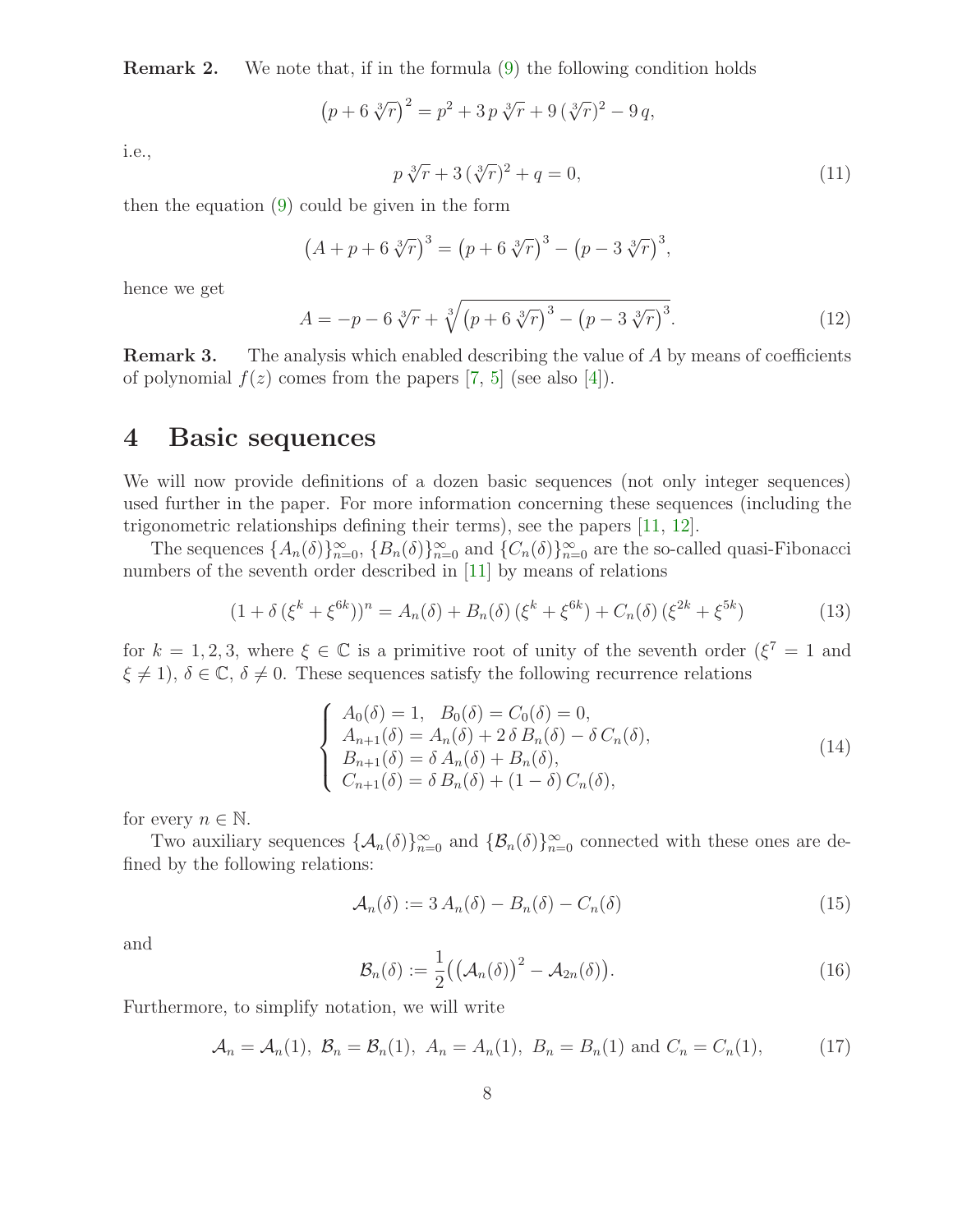**Remark 2.** We note that, if in the formula (9) the following condition holds

$$\left(p + 6\sqrt[3]{r}\right)^2 = p^2 + 3\,p\sqrt[3]{r} + 9\,(\sqrt[3]{r})^2 - 9\,q,$$

i.e.,

$$p\sqrt[3]{r} + 3\,(\sqrt[3]{r})^2 + q = 0, \tag{11}$$

then the equation (9) could be given in the form

$$\left(A + p + 6\sqrt[3]{r}\right)^3 = \left(p + 6\sqrt[3]{r}\right)^3 - \left(p - 3\sqrt[3]{r}\right)^3,$$

hence we get

$$A = -p - 6\sqrt[3]{r} + \sqrt[3]{\left(p + 6\sqrt[3]{r}\right)^3 - \left(p - 3\sqrt[3]{r}\right)^3}. \tag{12}$$

**Remark 3.** The analysis which enabled describing the value of $A$ by means of coefficients of polynomial $f(z)$ comes from the papers [7, 5] (see also [4]).

# 4 Basic sequences

We will now provide definitions of a dozen basic sequences (not only integer sequences) used further in the paper. For more information concerning these sequences (including the trigonometric relationships defining their terms), see the papers [11, 12].

The sequences $\{A_n(\delta)\}_{n=0}^{\infty}$, $\{B_n(\delta)\}_{n=0}^{\infty}$ and $\{C_n(\delta)\}_{n=0}^{\infty}$ are the so-called quasi-Fibonacci numbers of the seventh order described in [11] by means of relations

$$(1 + \delta\,(\xi^k + \xi^{6k}))^n = A_n(\delta) + B_n(\delta)\,(\xi^k + \xi^{6k}) + C_n(\delta)\,(\xi^{2k} + \xi^{5k}) \tag{13}$$

for $k = 1, 2, 3$, where $\xi \in \mathbb{C}$ is a primitive root of unity of the seventh order ($\xi^7 = 1$ and $\xi \neq 1$), $\delta \in \mathbb{C}$, $\delta \neq 0$. These sequences satisfy the following recurrence relations

$$\begin{cases} A_0(\delta) = 1, \quad B_0(\delta) = C_0(\delta) = 0, \\ A_{n+1}(\delta) = A_n(\delta) + 2\,\delta\,B_n(\delta) - \delta\,C_n(\delta), \\ B_{n+1}(\delta) = \delta\,A_n(\delta) + B_n(\delta), \\ C_{n+1}(\delta) = \delta\,B_n(\delta) + (1-\delta)\,C_n(\delta), \end{cases} \tag{14}$$

for every $n \in \mathbb{N}$.

Two auxiliary sequences $\{\mathcal{A}_n(\delta)\}_{n=0}^{\infty}$ and $\{\mathcal{B}_n(\delta)\}_{n=0}^{\infty}$ connected with these ones are defined by the following relations:

$$\mathcal{A}_n(\delta) := 3\,A_n(\delta) - B_n(\delta) - C_n(\delta) \tag{15}$$

and

$$\mathcal{B}_n(\delta) := \frac{1}{2}\big(\left(\mathcal{A}_n(\delta)\right)^2 - \mathcal{A}_{2n}(\delta)\big). \tag{16}$$

Furthermore, to simplify notation, we will write

$$\mathcal{A}_n = \mathcal{A}_n(1),\ \mathcal{B}_n = \mathcal{B}_n(1),\ A_n = A_n(1),\ B_n = B_n(1) \text{ and } C_n = C_n(1), \tag{17}$$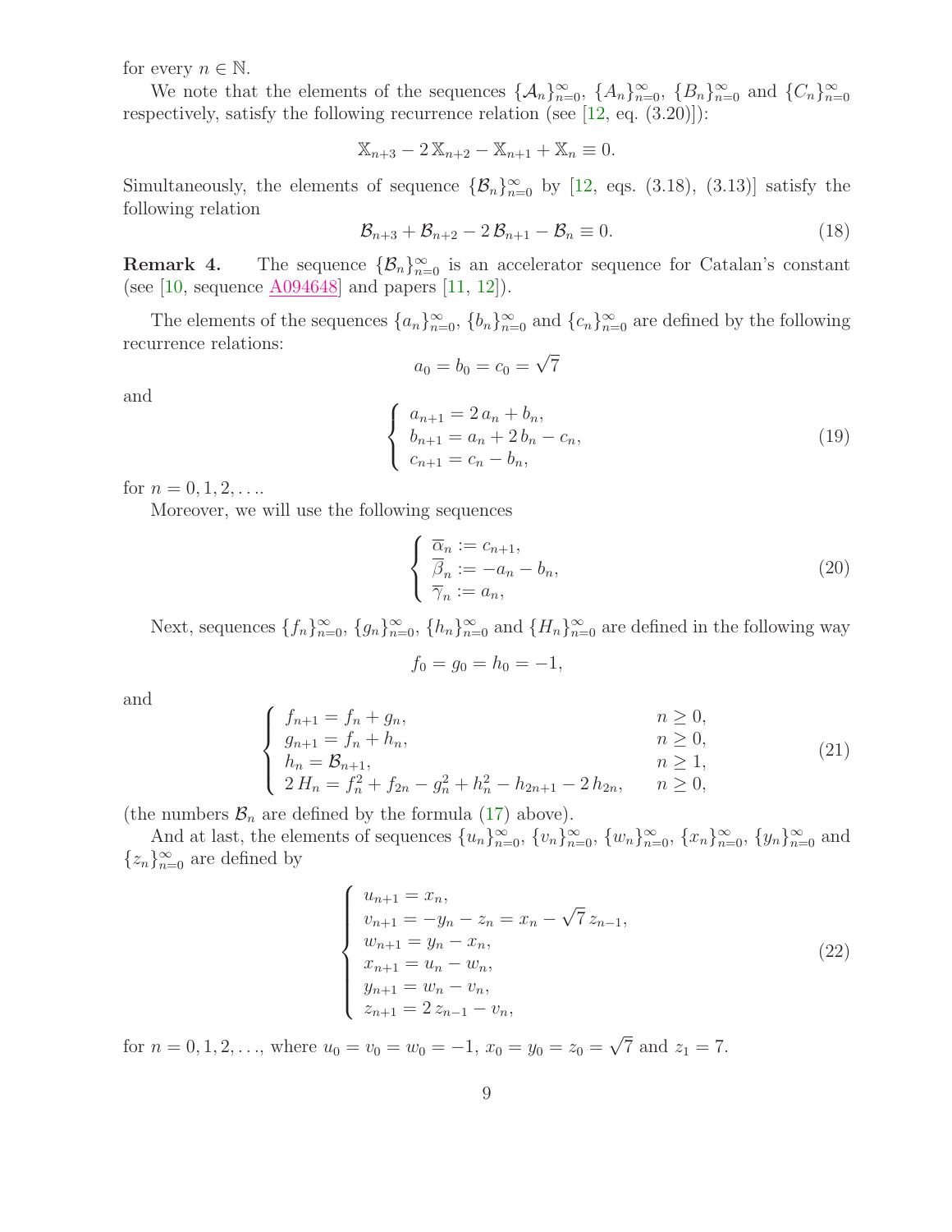for every $n \in \mathbb{N}$.

We note that the elements of the sequences $\{\mathcal{A}_n\}_{n=0}^{\infty}$, $\{A_n\}_{n=0}^{\infty}$, $\{B_n\}_{n=0}^{\infty}$ and $\{C_n\}_{n=0}^{\infty}$ respectively, satisfy the following recurrence relation (see [12, eq. (3.20)]):

$$\mathbb{X}_{n+3} - 2\,\mathbb{X}_{n+2} - \mathbb{X}_{n+1} + \mathbb{X}_n \equiv 0.$$

Simultaneously, the elements of sequence $\{\mathcal{B}_n\}_{n=0}^{\infty}$ by [12, eqs. (3.18), (3.13)] satisfy the following relation

$$\mathcal{B}_{n+3} + \mathcal{B}_{n+2} - 2\,\mathcal{B}_{n+1} - \mathcal{B}_n \equiv 0. \tag{18}$$

**Remark 4.** The sequence $\{\mathcal{B}_n\}_{n=0}^{\infty}$ is an accelerator sequence for Catalan's constant (see [10, sequence A094648] and papers [11, 12]).

The elements of the sequences $\{a_n\}_{n=0}^{\infty}$, $\{b_n\}_{n=0}^{\infty}$ and $\{c_n\}_{n=0}^{\infty}$ are defined by the following recurrence relations:

$$a_0 = b_0 = c_0 = \sqrt{7}$$

and

$$\left\{\begin{array}{l} a_{n+1} = 2\,a_n + b_n, \\ b_{n+1} = a_n + 2\,b_n - c_n, \\ c_{n+1} = c_n - b_n, \end{array}\right. \tag{19}$$

for $n = 0, 1, 2, \ldots$.

Moreover, we will use the following sequences

$$\left\{\begin{array}{l} \overline{\alpha}_n := c_{n+1}, \\ \overline{\beta}_n := -a_n - b_n, \\ \overline{\gamma}_n := a_n, \end{array}\right. \tag{20}$$

Next, sequences $\{f_n\}_{n=0}^{\infty}$, $\{g_n\}_{n=0}^{\infty}$, $\{h_n\}_{n=0}^{\infty}$ and $\{H_n\}_{n=0}^{\infty}$ are defined in the following way

$$f_0 = g_0 = h_0 = -1,$$

and

$$\left\{\begin{array}{ll} f_{n+1} = f_n + g_n, & n \geq 0, \\ g_{n+1} = f_n + h_n, & n \geq 0, \\ h_n = \mathcal{B}_{n+1}, & n \geq 1, \\ 2\,H_n = f_n^2 + f_{2n} - g_n^2 + h_n^2 - h_{2n+1} - 2\,h_{2n}, & n \geq 0, \end{array}\right. \tag{21}$$

(the numbers $\mathcal{B}_n$ are defined by the formula (17) above).

And at last, the elements of sequences $\{u_n\}_{n=0}^{\infty}$, $\{v_n\}_{n=0}^{\infty}$, $\{w_n\}_{n=0}^{\infty}$, $\{x_n\}_{n=0}^{\infty}$, $\{y_n\}_{n=0}^{\infty}$ and $\{z_n\}_{n=0}^{\infty}$ are defined by

$$\left\{\begin{array}{l} u_{n+1} = x_n, \\ v_{n+1} = -y_n - z_n = x_n - \sqrt{7}\,z_{n-1}, \\ w_{n+1} = y_n - x_n, \\ x_{n+1} = u_n - w_n, \\ y_{n+1} = w_n - v_n, \\ z_{n+1} = 2\,z_{n-1} - v_n, \end{array}\right. \tag{22}$$

for $n = 0, 1, 2, \ldots$, where $u_0 = v_0 = w_0 = -1$, $x_0 = y_0 = z_0 = \sqrt{7}$ and $z_1 = 7$.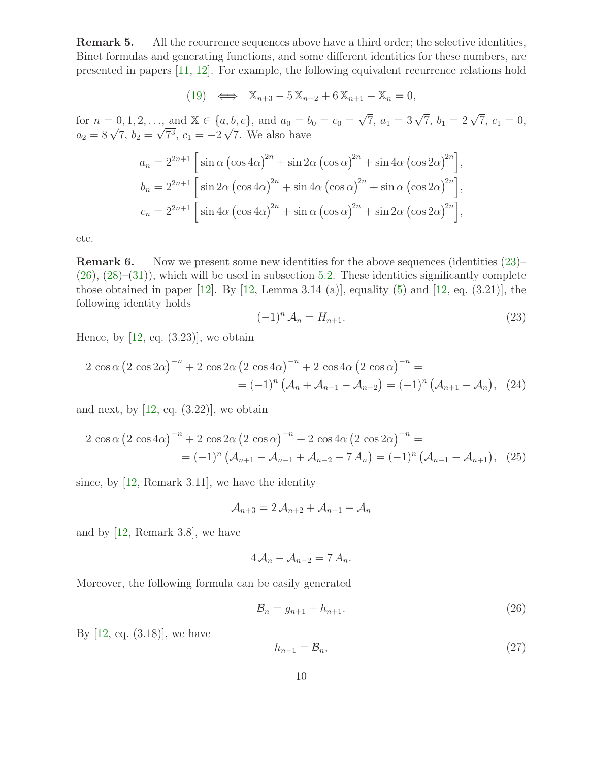**Remark 5.** All the recurrence sequences above have a third order; the selective identities, Binet formulas and generating functions, and some different identities for these numbers, are presented in papers [11, 12]. For example, the following equivalent recurrence relations hold

$$(19) \iff \mathbb{X}_{n+3} - 5\,\mathbb{X}_{n+2} + 6\,\mathbb{X}_{n+1} - \mathbb{X}_n = 0,$$

for $n = 0, 1, 2, \ldots$, and $\mathbb{X} \in \{a, b, c\}$, and $a_0 = b_0 = c_0 = \sqrt{7}$, $a_1 = 3\sqrt{7}$, $b_1 = 2\sqrt{7}$, $c_1 = 0$, $a_2 = 8\sqrt{7}$, $b_2 = \sqrt{7^3}$, $c_1 = -2\sqrt{7}$. We also have

$$a_n = 2^{2n+1}\Big[\sin\alpha\,\big(\cos 4\alpha\big)^{2n} + \sin 2\alpha\,\big(\cos\alpha\big)^{2n} + \sin 4\alpha\,\big(\cos 2\alpha\big)^{2n}\Big],$$

$$b_n = 2^{2n+1}\Big[\sin 2\alpha\,\big(\cos 4\alpha\big)^{2n} + \sin 4\alpha\,\big(\cos\alpha\big)^{2n} + \sin\alpha\,\big(\cos 2\alpha\big)^{2n}\Big],$$

$$c_n = 2^{2n+1}\Big[\sin 4\alpha\,\big(\cos 4\alpha\big)^{2n} + \sin\alpha\,\big(\cos\alpha\big)^{2n} + \sin 2\alpha\,\big(\cos 2\alpha\big)^{2n}\Big],$$

etc.

**Remark 6.** Now we present some new identities for the above sequences (identities (23)–(26), (28)–(31)), which will be used in subsection 5.2. These identities significantly complete those obtained in paper [12]. By [12, Lemma 3.14 (a)], equality (5) and [12, eq. (3.21)], the following identity holds

$$(-1)^n\,\mathcal{A}_n = H_{n+1}. \tag{23}$$

Hence, by [12, eq. (3.23)], we obtain

$$\begin{aligned} 2\,\cos\alpha\,\big(2\,\cos 2\alpha\big)^{-n} + 2\,\cos 2\alpha\,\big(2\,\cos 4\alpha\big)^{-n} + 2\,\cos 4\alpha\,\big(2\,\cos\alpha\big)^{-n} = \\ = (-1)^n\big(\mathcal{A}_n + \mathcal{A}_{n-1} - \mathcal{A}_{n-2}\big) = (-1)^n\big(\mathcal{A}_{n+1} - \mathcal{A}_n\big), \end{aligned} \tag{24}$$

and next, by [12, eq. (3.22)], we obtain

$$\begin{aligned} 2\,\cos\alpha\,\big(2\,\cos 4\alpha\big)^{-n} + 2\,\cos 2\alpha\,\big(2\,\cos\alpha\big)^{-n} + 2\,\cos 4\alpha\,\big(2\,\cos 2\alpha\big)^{-n} = \\ = (-1)^n\big(\mathcal{A}_{n+1} - \mathcal{A}_{n-1} + \mathcal{A}_{n-2} - 7\,A_n\big) = (-1)^n\big(\mathcal{A}_{n-1} - \mathcal{A}_{n+1}\big), \end{aligned} \tag{25}$$

since, by [12, Remark 3.11], we have the identity

$$\mathcal{A}_{n+3} = 2\,\mathcal{A}_{n+2} + \mathcal{A}_{n+1} - \mathcal{A}_n$$

and by [12, Remark 3.8], we have

$$4\,\mathcal{A}_n - \mathcal{A}_{n-2} = 7\,A_n.$$

Moreover, the following formula can be easily generated

$$\mathcal{B}_n = g_{n+1} + h_{n+1}. \tag{26}$$

By [12, eq. (3.18)], we have

$$h_{n-1} = \mathcal{B}_n, \tag{27}$$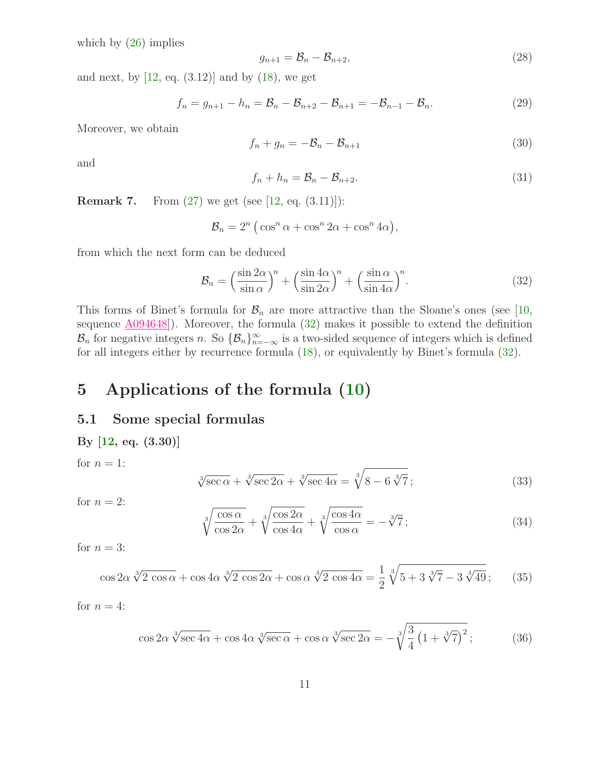which by (26) implies

$$g_{n+1} = \mathcal{B}_n - \mathcal{B}_{n+2}, \tag{28}$$

and next, by [12, eq. (3.12)] and by (18), we get

$$f_n = g_{n+1} - h_n = \mathcal{B}_n - \mathcal{B}_{n+2} - \mathcal{B}_{n+1} = -\mathcal{B}_{n-1} - \mathcal{B}_n. \tag{29}$$

Moreover, we obtain

$$f_n + g_n = -\mathcal{B}_n - \mathcal{B}_{n+1} \tag{30}$$

and

$$f_n + h_n = \mathcal{B}_n - \mathcal{B}_{n+2}. \tag{31}$$

**Remark 7.** From (27) we get (see [12, eq. (3.11)]):

$$\mathcal{B}_n = 2^n \left( \cos^n \alpha + \cos^n 2\alpha + \cos^n 4\alpha \right),$$

from which the next form can be deduced

$$\mathcal{B}_n = \left( \frac{\sin 2\alpha}{\sin \alpha} \right)^n + \left( \frac{\sin 4\alpha}{\sin 2\alpha} \right)^n + \left( \frac{\sin \alpha}{\sin 4\alpha} \right)^n. \tag{32}$$

This forms of Binet's formula for $\mathcal{B}_n$ are more attractive than the Sloane's ones (see [10, sequence A094648]). Moreover, the formula (32) makes it possible to extend the definition $\mathcal{B}_n$ for negative integers $n$. So $\{\mathcal{B}_n\}_{n=-\infty}^{\infty}$ is a two-sided sequence of integers which is defined for all integers either by recurrence formula (18), or equivalently by Binet's formula (32).

## 5 Applications of the formula (10)

### 5.1 Some special formulas

**By [12, eq. (3.30)]**

for $n = 1$:

$$\sqrt[3]{\sec \alpha} + \sqrt[3]{\sec 2\alpha} + \sqrt[3]{\sec 4\alpha} = \sqrt[3]{8 - 6\sqrt[3]{7}}\,; \tag{33}$$

for $n = 2$:

$$\sqrt[3]{\frac{\cos \alpha}{\cos 2\alpha}} + \sqrt[3]{\frac{\cos 2\alpha}{\cos 4\alpha}} + \sqrt[3]{\frac{\cos 4\alpha}{\cos \alpha}} = -\sqrt[3]{7}\,; \tag{34}$$

for $n = 3$:

$$\cos 2\alpha \sqrt[3]{2\cos \alpha} + \cos 4\alpha \sqrt[3]{2\cos 2\alpha} + \cos \alpha \sqrt[3]{2\cos 4\alpha} = \frac{1}{2}\sqrt[3]{5 + 3\sqrt[3]{7} - 3\sqrt[3]{49}}\,; \tag{35}$$

for $n = 4$:

$$\cos 2\alpha \sqrt[3]{\sec 4\alpha} + \cos 4\alpha \sqrt[3]{\sec \alpha} + \cos \alpha \sqrt[3]{\sec 2\alpha} = -\sqrt[3]{\frac{3}{4}\left(1 + \sqrt[3]{7}\right)^2}\,; \tag{36}$$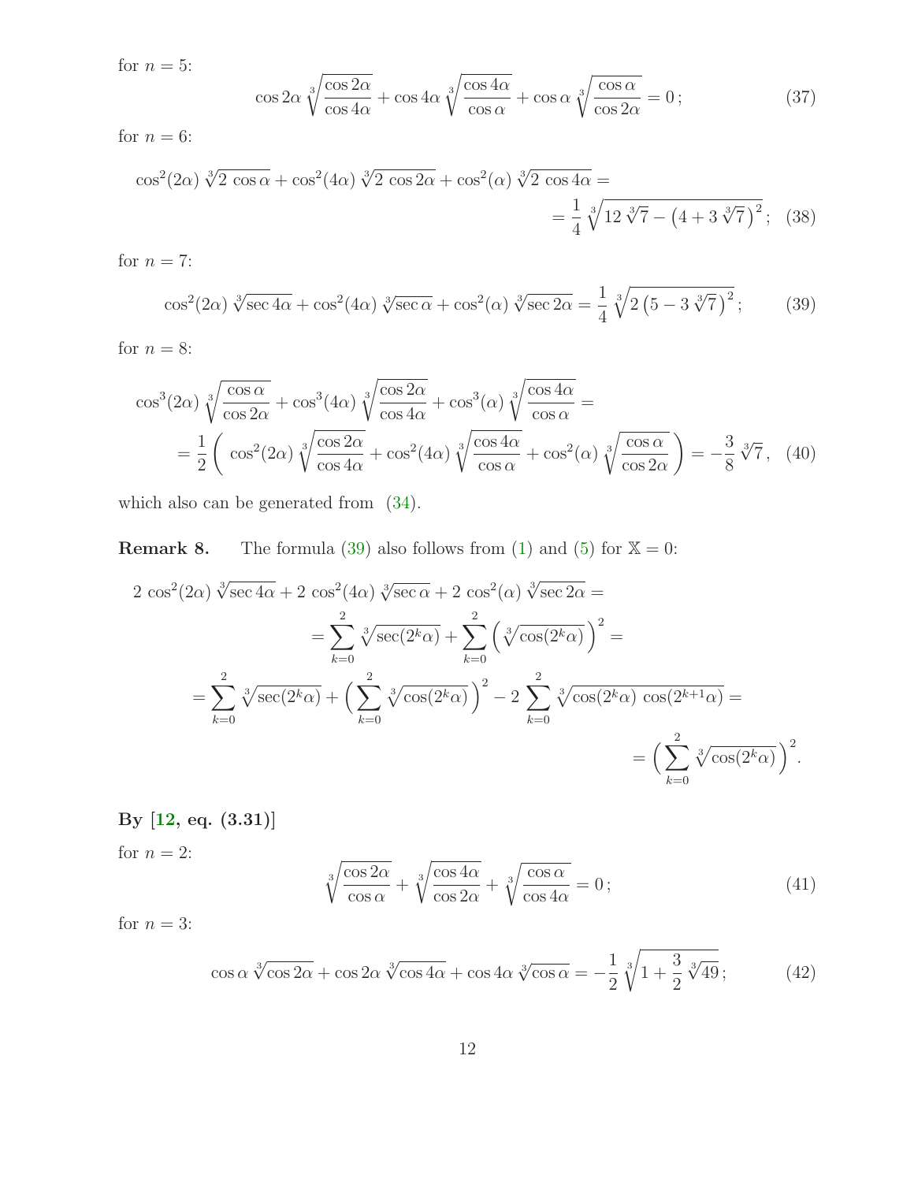for $n = 5$:

$$\cos 2\alpha \sqrt[3]{\frac{\cos 2\alpha}{\cos 4\alpha}} + \cos 4\alpha \sqrt[3]{\frac{\cos 4\alpha}{\cos \alpha}} + \cos \alpha \sqrt[3]{\frac{\cos \alpha}{\cos 2\alpha}} = 0\,; \tag{37}$$

for $n = 6$:

$$\cos^2(2\alpha) \sqrt[3]{2\, \cos \alpha} + \cos^2(4\alpha) \sqrt[3]{2\, \cos 2\alpha} + \cos^2(\alpha) \sqrt[3]{2\, \cos 4\alpha} = \\ = \frac{1}{4} \sqrt[3]{12\sqrt[3]{7} - \left(4 + 3\sqrt[3]{7}\right)^2}\,; \tag{38}$$

for $n = 7$:

$$\cos^2(2\alpha) \sqrt[3]{\sec 4\alpha} + \cos^2(4\alpha) \sqrt[3]{\sec \alpha} + \cos^2(\alpha) \sqrt[3]{\sec 2\alpha} = \frac{1}{4} \sqrt[3]{2\left(5 - 3\sqrt[3]{7}\right)^2}\,; \tag{39}$$

for $n = 8$:

$$\cos^3(2\alpha) \sqrt[3]{\frac{\cos \alpha}{\cos 2\alpha}} + \cos^3(4\alpha) \sqrt[3]{\frac{\cos 2\alpha}{\cos 4\alpha}} + \cos^3(\alpha) \sqrt[3]{\frac{\cos 4\alpha}{\cos \alpha}} = \\ = \frac{1}{2}\left( \cos^2(2\alpha) \sqrt[3]{\frac{\cos 2\alpha}{\cos 4\alpha}} + \cos^2(4\alpha) \sqrt[3]{\frac{\cos 4\alpha}{\cos \alpha}} + \cos^2(\alpha) \sqrt[3]{\frac{\cos \alpha}{\cos 2\alpha}} \right) = -\frac{3}{8}\sqrt[3]{7}\,, \tag{40}$$

which also can be generated from (34).

**Remark 8.** The formula (39) also follows from (1) and (5) for $\mathbb{X} = 0$:

$$2\, \cos^2(2\alpha) \sqrt[3]{\sec 4\alpha} + 2\, \cos^2(4\alpha) \sqrt[3]{\sec \alpha} + 2\, \cos^2(\alpha) \sqrt[3]{\sec 2\alpha} = \\ = \sum_{k=0}^{2} \sqrt[3]{\sec(2^k\alpha)} + \sum_{k=0}^{2} \left(\sqrt[3]{\cos(2^k\alpha)}\right)^2 = \\ = \sum_{k=0}^{2} \sqrt[3]{\sec(2^k\alpha)} + \left(\sum_{k=0}^{2} \sqrt[3]{\cos(2^k\alpha)}\right)^2 - 2\sum_{k=0}^{2} \sqrt[3]{\cos(2^k\alpha)\, \cos(2^{k+1}\alpha)} = \\ = \left(\sum_{k=0}^{2} \sqrt[3]{\cos(2^k\alpha)}\right)^2.$$

**By [12, eq. (3.31)]**

for $n = 2$:

$$\sqrt[3]{\frac{\cos 2\alpha}{\cos \alpha}} + \sqrt[3]{\frac{\cos 4\alpha}{\cos 2\alpha}} + \sqrt[3]{\frac{\cos \alpha}{\cos 4\alpha}} = 0\,; \tag{41}$$

for $n = 3$:

$$\cos \alpha \sqrt[3]{\cos 2\alpha} + \cos 2\alpha \sqrt[3]{\cos 4\alpha} + \cos 4\alpha \sqrt[3]{\cos \alpha} = -\frac{1}{2} \sqrt[3]{1 + \frac{3}{2}\sqrt[3]{49}}\,; \tag{42}$$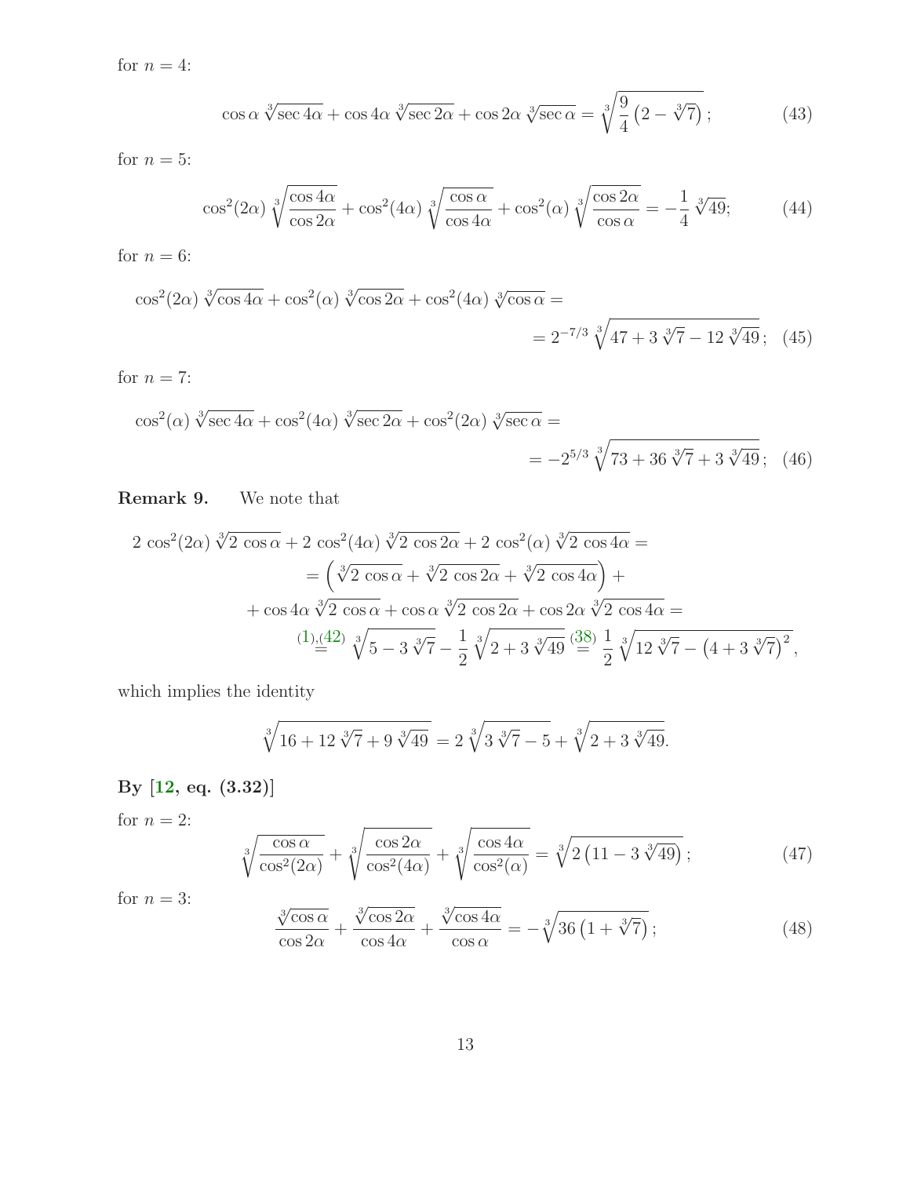for $n = 4$:

$$\cos\alpha\,\sqrt[3]{\sec 4\alpha} + \cos 4\alpha\,\sqrt[3]{\sec 2\alpha} + \cos 2\alpha\,\sqrt[3]{\sec\alpha} = \sqrt[3]{\frac{9}{4}\left(2 - \sqrt[3]{7}\right)}\,; \tag{43}$$

for $n = 5$:

$$\cos^2(2\alpha)\,\sqrt[3]{\frac{\cos 4\alpha}{\cos 2\alpha}} + \cos^2(4\alpha)\,\sqrt[3]{\frac{\cos\alpha}{\cos 4\alpha}} + \cos^2(\alpha)\,\sqrt[3]{\frac{\cos 2\alpha}{\cos\alpha}} = -\frac{1}{4}\,\sqrt[3]{49}; \tag{44}$$

for $n = 6$:

$$\cos^2(2\alpha)\,\sqrt[3]{\cos 4\alpha} + \cos^2(\alpha)\,\sqrt[3]{\cos 2\alpha} + \cos^2(4\alpha)\,\sqrt[3]{\cos\alpha} = \\ = 2^{-7/3}\,\sqrt[3]{47 + 3\,\sqrt[3]{7} - 12\,\sqrt[3]{49}}\,; \tag{45}$$

for $n = 7$:

$$\cos^2(\alpha)\,\sqrt[3]{\sec 4\alpha} + \cos^2(4\alpha)\,\sqrt[3]{\sec 2\alpha} + \cos^2(2\alpha)\,\sqrt[3]{\sec\alpha} = \\ = -2^{5/3}\,\sqrt[3]{73 + 36\,\sqrt[3]{7} + 3\,\sqrt[3]{49}}\,; \tag{46}$$

**Remark 9.** We note that

$$2\,\cos^2(2\alpha)\,\sqrt[3]{2\,\cos\alpha} + 2\,\cos^2(4\alpha)\,\sqrt[3]{2\,\cos 2\alpha} + 2\,\cos^2(\alpha)\,\sqrt[3]{2\,\cos 4\alpha} = \\ = \left(\sqrt[3]{2\,\cos\alpha} + \sqrt[3]{2\,\cos 2\alpha} + \sqrt[3]{2\,\cos 4\alpha}\right) + \\ + \cos 4\alpha\,\sqrt[3]{2\,\cos\alpha} + \cos\alpha\,\sqrt[3]{2\,\cos 2\alpha} + \cos 2\alpha\,\sqrt[3]{2\,\cos 4\alpha} = \\ \overset{(1),(42)}{=} \sqrt[3]{5 - 3\,\sqrt[3]{7}} - \frac{1}{2}\,\sqrt[3]{2 + 3\,\sqrt[3]{49}} \overset{(38)}{=} \frac{1}{2}\,\sqrt[3]{12\,\sqrt[3]{7} - \left(4 + 3\,\sqrt[3]{7}\right)^2}\,,$$

which implies the identity

$$\sqrt[3]{16 + 12\,\sqrt[3]{7} + 9\,\sqrt[3]{49}} = 2\,\sqrt[3]{3\,\sqrt[3]{7} - 5} + \sqrt[3]{2 + 3\,\sqrt[3]{49}}.$$

**By [12, eq. (3.32)]**

for $n = 2$:

$$\sqrt[3]{\frac{\cos\alpha}{\cos^2(2\alpha)}} + \sqrt[3]{\frac{\cos 2\alpha}{\cos^2(4\alpha)}} + \sqrt[3]{\frac{\cos 4\alpha}{\cos^2(\alpha)}} = \sqrt[3]{2\left(11 - 3\,\sqrt[3]{49}\right)}\,; \tag{47}$$

for $n = 3$:

$$\frac{\sqrt[3]{\cos\alpha}}{\cos 2\alpha} + \frac{\sqrt[3]{\cos 2\alpha}}{\cos 4\alpha} + \frac{\sqrt[3]{\cos 4\alpha}}{\cos\alpha} = -\sqrt[3]{36\left(1 + \sqrt[3]{7}\right)}\,; \tag{48}$$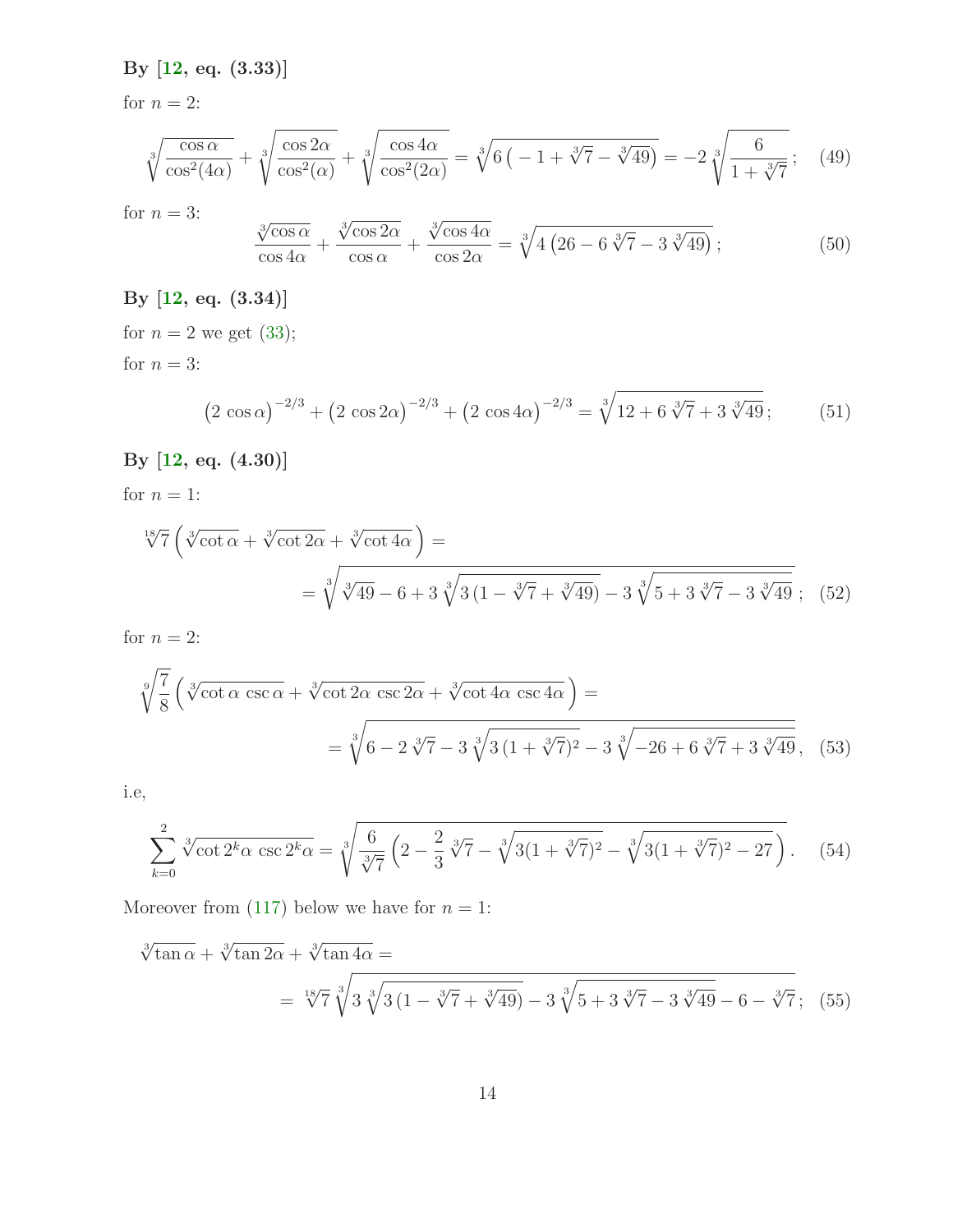**By [12, eq. (3.33)]**

for $n = 2$:

$$\sqrt[3]{\frac{\cos\alpha}{\cos^2(4\alpha)}} + \sqrt[3]{\frac{\cos 2\alpha}{\cos^2(\alpha)}} + \sqrt[3]{\frac{\cos 4\alpha}{\cos^2(2\alpha)}} = \sqrt[3]{6\left(-1+\sqrt[3]{7}-\sqrt[3]{49}\right)} = -2\sqrt[3]{\frac{6}{1+\sqrt[3]{7}}}\,; \quad (49)$$

for $n = 3$:

$$\frac{\sqrt[3]{\cos\alpha}}{\cos 4\alpha} + \frac{\sqrt[3]{\cos 2\alpha}}{\cos\alpha} + \frac{\sqrt[3]{\cos 4\alpha}}{\cos 2\alpha} = \sqrt[3]{4\left(26-6\sqrt[3]{7}-3\sqrt[3]{49}\right)}\,; \quad (50)$$

**By [12, eq. (3.34)]**

for $n = 2$ we get (33);

for $n = 3$:

$$\left(2\cos\alpha\right)^{-2/3} + \left(2\cos 2\alpha\right)^{-2/3} + \left(2\cos 4\alpha\right)^{-2/3} = \sqrt[3]{12+6\sqrt[3]{7}+3\sqrt[3]{49}}\,; \quad (51)$$

**By [12, eq. (4.30)]**

for $n = 1$:

$$\sqrt[18]{7}\left(\sqrt[3]{\cot\alpha}+\sqrt[3]{\cot 2\alpha}+\sqrt[3]{\cot 4\alpha}\right) =$$

$$= \sqrt[3]{\sqrt[3]{49}-6+3\sqrt[3]{3\,(1-\sqrt[3]{7}+\sqrt[3]{49})}-3\sqrt[3]{5+3\sqrt[3]{7}-3\sqrt[3]{49}}}\,; \quad (52)$$

for $n = 2$:

$$\sqrt[9]{\frac{7}{8}}\left(\sqrt[3]{\cot\alpha\,\csc\alpha}+\sqrt[3]{\cot 2\alpha\,\csc 2\alpha}+\sqrt[3]{\cot 4\alpha\,\csc 4\alpha}\right) =$$

$$= \sqrt[3]{6-2\sqrt[3]{7}-3\sqrt[3]{3\,(1+\sqrt[3]{7})^2}-3\sqrt[3]{-26+6\sqrt[3]{7}+3\sqrt[3]{49}}}, \quad (53)$$

i.e,

$$\sum_{k=0}^{2}\sqrt[3]{\cot 2^k\alpha\,\csc 2^k\alpha} = \sqrt[3]{\frac{6}{\sqrt[3]{7}}\left(2-\frac{2}{3}\sqrt[3]{7}-\sqrt[3]{3(1+\sqrt[3]{7})^2}-\sqrt[3]{3(1+\sqrt[3]{7})^2-27}\right)}. \quad (54)$$

Moreover from (117) below we have for $n = 1$:

$$\sqrt[3]{\tan\alpha}+\sqrt[3]{\tan 2\alpha}+\sqrt[3]{\tan 4\alpha} =$$

$$= \sqrt[18]{7}\sqrt[3]{3\sqrt[3]{3\,(1-\sqrt[3]{7}+\sqrt[3]{49})}-3\sqrt[3]{5+3\sqrt[3]{7}-3\sqrt[3]{49}}-6-\sqrt[3]{7}}\,; \quad (55)$$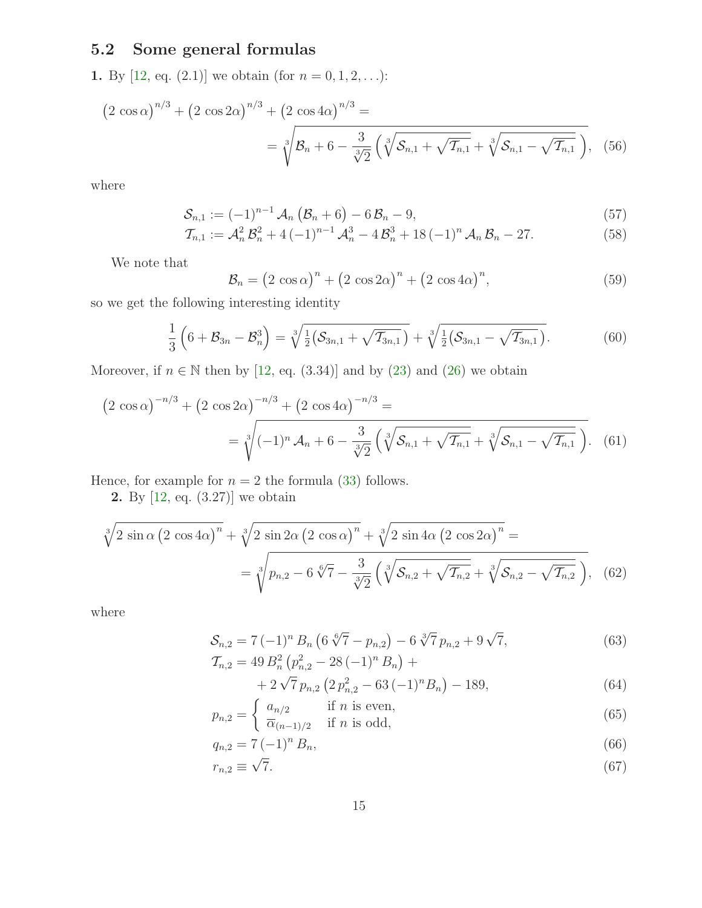## 5.2 Some general formulas

**1.** By [12, eq. (2.1)] we obtain (for $n = 0, 1, 2, \ldots$):

$$\left(2\,\cos\alpha\right)^{n/3} + \left(2\,\cos 2\alpha\right)^{n/3} + \left(2\,\cos 4\alpha\right)^{n/3} = \\ = \sqrt[3]{\mathcal{B}_n + 6 - \frac{3}{\sqrt[3]{2}}\left(\sqrt[3]{\mathcal{S}_{n,1} + \sqrt{\mathcal{T}_{n,1}}} + \sqrt[3]{\mathcal{S}_{n,1} - \sqrt{\mathcal{T}_{n,1}}}\,\right)}, \quad (56)$$

where

$$\mathcal{S}_{n,1} := (-1)^{n-1}\,\mathcal{A}_n\left(\mathcal{B}_n + 6\right) - 6\,\mathcal{B}_n - 9, \quad (57)$$

$$\mathcal{T}_{n,1} := \mathcal{A}_n^2\,\mathcal{B}_n^2 + 4\,(-1)^{n-1}\,\mathcal{A}_n^3 - 4\,\mathcal{B}_n^3 + 18\,(-1)^n\,\mathcal{A}_n\,\mathcal{B}_n - 27. \quad (58)$$

We note that

$$\mathcal{B}_n = \left(2\,\cos\alpha\right)^n + \left(2\,\cos 2\alpha\right)^n + \left(2\,\cos 4\alpha\right)^n, \quad (59)$$

so we get the following interesting identity

$$\frac{1}{3}\left(6 + \mathcal{B}_{3n} - \mathcal{B}_n^3\right) = \sqrt[3]{\tfrac{1}{2}\left(\mathcal{S}_{3n,1} + \sqrt{\mathcal{T}_{3n,1}}\,\right)} + \sqrt[3]{\tfrac{1}{2}\left(\mathcal{S}_{3n,1} - \sqrt{\mathcal{T}_{3n,1}}\,\right)}. \quad (60)$$

Moreover, if $n \in \mathbb{N}$ then by [12, eq. (3.34)] and by (23) and (26) we obtain

$$\left(2\,\cos\alpha\right)^{-n/3} + \left(2\,\cos 2\alpha\right)^{-n/3} + \left(2\,\cos 4\alpha\right)^{-n/3} = \\ = \sqrt[3]{(-1)^n\,\mathcal{A}_n + 6 - \frac{3}{\sqrt[3]{2}}\left(\sqrt[3]{\mathcal{S}_{n,1} + \sqrt{\mathcal{T}_{n,1}}} + \sqrt[3]{\mathcal{S}_{n,1} - \sqrt{\mathcal{T}_{n,1}}}\,\right)}. \quad (61)$$

Hence, for example for $n = 2$ the formula (33) follows.

**2.** By [12, eq. (3.27)] we obtain

$$\sqrt[3]{2\,\sin\alpha\left(2\,\cos 4\alpha\right)^n} + \sqrt[3]{2\,\sin 2\alpha\left(2\,\cos\alpha\right)^n} + \sqrt[3]{2\,\sin 4\alpha\left(2\,\cos 2\alpha\right)^n} = \\ = \sqrt[3]{p_{n,2} - 6\,\sqrt[6]{7} - \frac{3}{\sqrt[3]{2}}\left(\sqrt[3]{\mathcal{S}_{n,2} + \sqrt{\mathcal{T}_{n,2}}} + \sqrt[3]{\mathcal{S}_{n,2} - \sqrt{\mathcal{T}_{n,2}}}\,\right)}, \quad (62)$$

where

$$\mathcal{S}_{n,2} = 7\,(-1)^n\,B_n\left(6\,\sqrt[6]{7} - p_{n,2}\right) - 6\,\sqrt[3]{7}\,p_{n,2} + 9\,\sqrt{7}, \quad (63)$$

$$\mathcal{T}_{n,2} = 49\,B_n^2\left(p_{n,2}^2 - 28\,(-1)^n\,B_n\right) + \\ + 2\,\sqrt{7}\,p_{n,2}\left(2\,p_{n,2}^2 - 63\,(-1)^n B_n\right) - 189, \quad (64)$$

$$p_{n,2} = \begin{cases} a_{n/2} & \text{if } n \text{ is even,} \\ \overline{\alpha}_{(n-1)/2} & \text{if } n \text{ is odd,} \end{cases} \quad (65)$$

$$q_{n,2} = 7\,(-1)^n\,B_n, \quad (66)$$

$$r_{n,2} \equiv \sqrt{7}. \quad (67)$$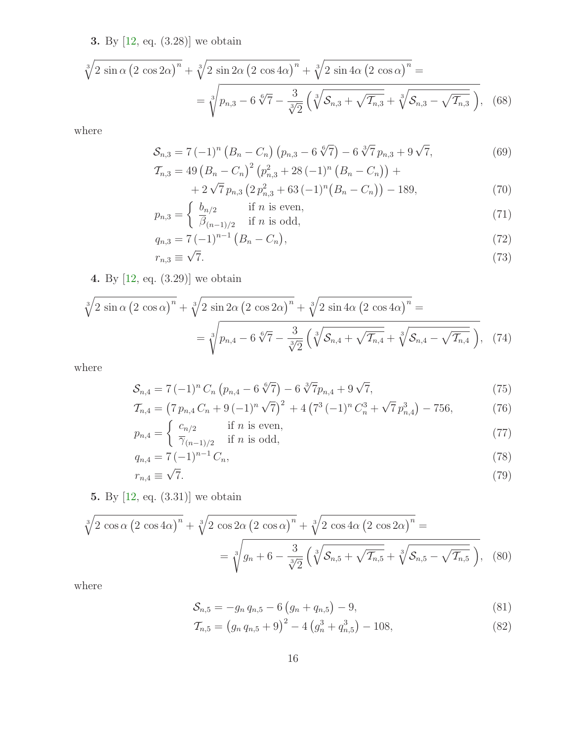**3.** By [12, eq. (3.28)] we obtain

$$\sqrt[3]{2\,\sin\alpha\,\big(2\,\cos 2\alpha\big)^n} + \sqrt[3]{2\,\sin 2\alpha\,\big(2\,\cos 4\alpha\big)^n} + \sqrt[3]{2\,\sin 4\alpha\,\big(2\,\cos\alpha\big)^n} =$$
$$= \sqrt[3]{p_{n,3} - 6\,\sqrt[6]{7} - \frac{3}{\sqrt[3]{2}}\left(\sqrt[3]{\mathcal{S}_{n,3} + \sqrt{\mathcal{T}_{n,3}}} + \sqrt[3]{\mathcal{S}_{n,3} - \sqrt{\mathcal{T}_{n,3}}}\,\right)}, \quad (68)$$

where

$$\mathcal{S}_{n,3} = 7\,(-1)^n\,\big(B_n - C_n\big)\,\big(p_{n,3} - 6\,\sqrt[6]{7}\big) - 6\,\sqrt[3]{7}\,p_{n,3} + 9\,\sqrt{7}, \quad (69)$$

$$\mathcal{T}_{n,3} = 49\,\big(B_n - C_n\big)^2\,\big(p_{n,3}^2 + 28\,(-1)^n\,\big(B_n - C_n\big)\big) + $$
$$+ 2\,\sqrt{7}\,p_{n,3}\,\big(2\,p_{n,3}^2 + 63\,(-1)^n\big(B_n - C_n\big)\big) - 189, \quad (70)$$

$$p_{n,3} = \begin{cases} b_{n/2} & \text{if } n \text{ is even,} \\ \overline{\beta}_{(n-1)/2} & \text{if } n \text{ is odd,} \end{cases} \quad (71)$$

$$q_{n,3} = 7\,(-1)^{n-1}\,\big(B_n - C_n\big), \quad (72)$$

$$r_{n,3} \equiv \sqrt{7}. \quad (73)$$

**4.** By [12, eq. (3.29)] we obtain

$$\sqrt[3]{2\,\sin\alpha\,\big(2\,\cos\alpha\big)^n} + \sqrt[3]{2\,\sin 2\alpha\,\big(2\,\cos 2\alpha\big)^n} + \sqrt[3]{2\,\sin 4\alpha\,\big(2\,\cos 4\alpha\big)^n} =$$
$$= \sqrt[3]{p_{n,4} - 6\,\sqrt[6]{7} - \frac{3}{\sqrt[3]{2}}\left(\sqrt[3]{\mathcal{S}_{n,4} + \sqrt{\mathcal{T}_{n,4}}} + \sqrt[3]{\mathcal{S}_{n,4} - \sqrt{\mathcal{T}_{n,4}}}\,\right)}, \quad (74)$$

where

$$\mathcal{S}_{n,4} = 7\,(-1)^n\,C_n\,\big(p_{n,4} - 6\,\sqrt[6]{7}\big) - 6\,\sqrt[3]{7}p_{n,4} + 9\,\sqrt{7}, \quad (75)$$

$$\mathcal{T}_{n,4} = \big(7\,p_{n,4}\,C_n + 9\,(-1)^n\,\sqrt{7}\big)^2 + 4\,\big(7^3\,(-1)^n\,C_n^3 + \sqrt{7}\,p_{n,4}^3\big) - 756, \quad (76)$$

$$p_{n,4} = \begin{cases} c_{n/2} & \text{if } n \text{ is even,} \\ \overline{\gamma}_{(n-1)/2} & \text{if } n \text{ is odd,} \end{cases} \quad (77)$$

$$q_{n,4} = 7\,(-1)^{n-1}\,C_n, \quad (78)$$

$$r_{n,4} \equiv \sqrt{7}. \quad (79)$$

**5.** By [12, eq. (3.31)] we obtain

$$\sqrt[3]{2\,\cos\alpha\,\big(2\,\cos 4\alpha\big)^n} + \sqrt[3]{2\,\cos 2\alpha\,\big(2\,\cos\alpha\big)^n} + \sqrt[3]{2\,\cos 4\alpha\,\big(2\,\cos 2\alpha\big)^n} =$$
$$= \sqrt[3]{g_n + 6 - \frac{3}{\sqrt[3]{2}}\left(\sqrt[3]{\mathcal{S}_{n,5} + \sqrt{\mathcal{T}_{n,5}}} + \sqrt[3]{\mathcal{S}_{n,5} - \sqrt{\mathcal{T}_{n,5}}}\,\right)}, \quad (80)$$

where

$$\mathcal{S}_{n,5} = -g_n\,q_{n,5} - 6\,\big(g_n + q_{n,5}\big) - 9, \quad (81)$$

$$\mathcal{T}_{n,5} = \big(g_n\,q_{n,5} + 9\big)^2 - 4\,\big(g_n^3 + q_{n,5}^3\big) - 108, \quad (82)$$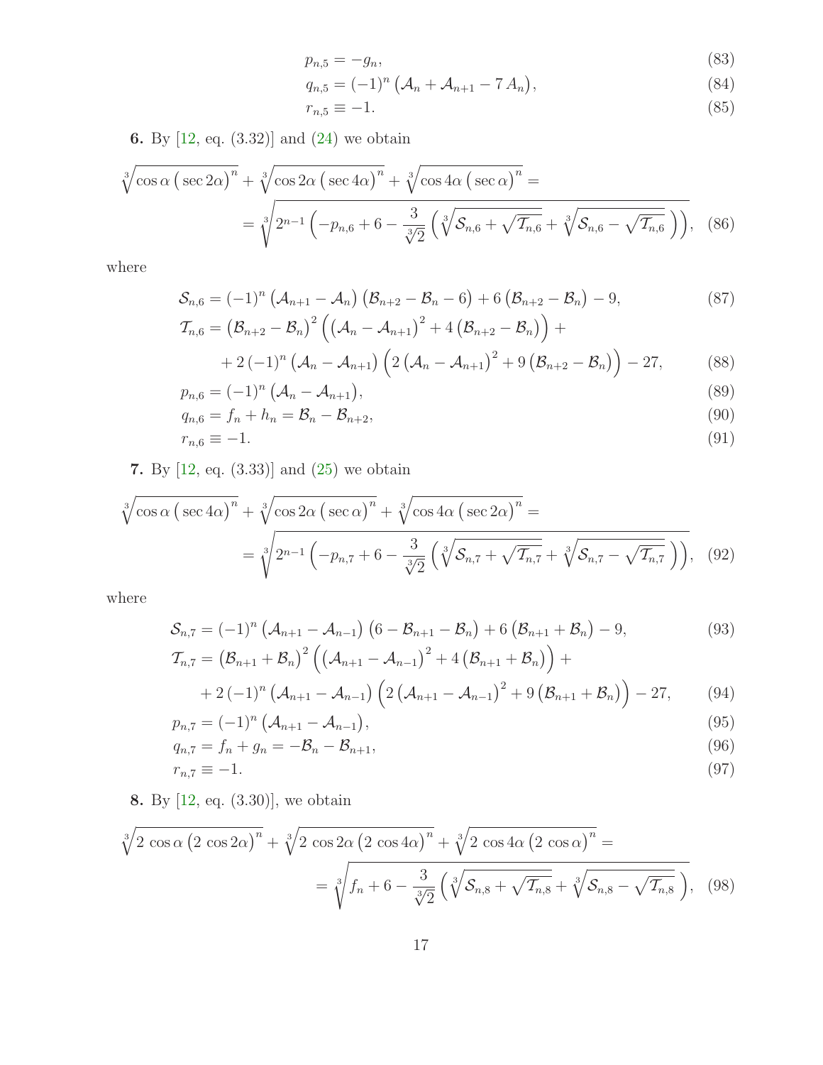$$p_{n,5} = -g_n, \tag{83}$$

$$q_{n,5} = (-1)^n \big(\mathcal{A}_n + \mathcal{A}_{n+1} - 7\, A_n\big), \tag{84}$$

$$r_{n,5} \equiv -1. \tag{85}$$

**6.** By [12, eq. (3.32)] and (24) we obtain

$$\sqrt[3]{\cos\alpha\,\big(\sec 2\alpha\big)^n} + \sqrt[3]{\cos 2\alpha\,\big(\sec 4\alpha\big)^n} + \sqrt[3]{\cos 4\alpha\,\big(\sec\alpha\big)^n} =$$

$$= \sqrt[3]{2^{n-1}\Big(-p_{n,6} + 6 - \frac{3}{\sqrt[3]{2}}\Big(\sqrt[3]{\mathcal{S}_{n,6} + \sqrt{\mathcal{T}_{n,6}}} + \sqrt[3]{\mathcal{S}_{n,6} - \sqrt{\mathcal{T}_{n,6}}}\,\Big)\Big)}, \tag{86}$$

where

$$\mathcal{S}_{n,6} = (-1)^n \big(\mathcal{A}_{n+1} - \mathcal{A}_n\big)\big(\mathcal{B}_{n+2} - \mathcal{B}_n - 6\big) + 6\big(\mathcal{B}_{n+2} - \mathcal{B}_n\big) - 9, \tag{87}$$

$$\begin{aligned}\mathcal{T}_{n,6} = {} & \big(\mathcal{B}_{n+2} - \mathcal{B}_n\big)^2\Big(\big(\mathcal{A}_n - \mathcal{A}_{n+1}\big)^2 + 4\big(\mathcal{B}_{n+2} - \mathcal{B}_n\big)\Big) + \\ & + 2\,(-1)^n\big(\mathcal{A}_n - \mathcal{A}_{n+1}\big)\Big(2\big(\mathcal{A}_n - \mathcal{A}_{n+1}\big)^2 + 9\big(\mathcal{B}_{n+2} - \mathcal{B}_n\big)\Big) - 27,\end{aligned} \tag{88}$$

$$p_{n,6} = (-1)^n \big(\mathcal{A}_n - \mathcal{A}_{n+1}\big), \tag{89}$$

$$q_{n,6} = f_n + h_n = \mathcal{B}_n - \mathcal{B}_{n+2}, \tag{90}$$

$$r_{n,6} \equiv -1. \tag{91}$$

**7.** By [12, eq. (3.33)] and (25) we obtain

$$\sqrt[3]{\cos\alpha\,\big(\sec 4\alpha\big)^n} + \sqrt[3]{\cos 2\alpha\,\big(\sec\alpha\big)^n} + \sqrt[3]{\cos 4\alpha\,\big(\sec 2\alpha\big)^n} =$$

$$= \sqrt[3]{2^{n-1}\Big(-p_{n,7} + 6 - \frac{3}{\sqrt[3]{2}}\Big(\sqrt[3]{\mathcal{S}_{n,7} + \sqrt{\mathcal{T}_{n,7}}} + \sqrt[3]{\mathcal{S}_{n,7} - \sqrt{\mathcal{T}_{n,7}}}\,\Big)\Big)}, \tag{92}$$

where

$$\mathcal{S}_{n,7} = (-1)^n \big(\mathcal{A}_{n+1} - \mathcal{A}_{n-1}\big)\big(6 - \mathcal{B}_{n+1} - \mathcal{B}_n\big) + 6\big(\mathcal{B}_{n+1} + \mathcal{B}_n\big) - 9, \tag{93}$$

$$\begin{aligned}\mathcal{T}_{n,7} = {} & \big(\mathcal{B}_{n+1} + \mathcal{B}_n\big)^2\Big(\big(\mathcal{A}_{n+1} - \mathcal{A}_{n-1}\big)^2 + 4\big(\mathcal{B}_{n+1} + \mathcal{B}_n\big)\Big) + \\ & + 2\,(-1)^n\big(\mathcal{A}_{n+1} - \mathcal{A}_{n-1}\big)\Big(2\big(\mathcal{A}_{n+1} - \mathcal{A}_{n-1}\big)^2 + 9\big(\mathcal{B}_{n+1} + \mathcal{B}_n\big)\Big) - 27,\end{aligned} \tag{94}$$

$$p_{n,7} = (-1)^n \big(\mathcal{A}_{n+1} - \mathcal{A}_{n-1}\big), \tag{95}$$

$$q_{n,7} = f_n + g_n = -\mathcal{B}_n - \mathcal{B}_{n+1}, \tag{96}$$

$$r_{n,7} \equiv -1. \tag{97}$$

**8.** By [12, eq. (3.30)], we obtain

$$\sqrt[3]{2\,\cos\alpha\,\big(2\,\cos 2\alpha\big)^n} + \sqrt[3]{2\,\cos 2\alpha\,\big(2\,\cos 4\alpha\big)^n} + \sqrt[3]{2\,\cos 4\alpha\,\big(2\,\cos\alpha\big)^n} =$$

$$= \sqrt[3]{f_n + 6 - \frac{3}{\sqrt[3]{2}}\Big(\sqrt[3]{\mathcal{S}_{n,8} + \sqrt{\mathcal{T}_{n,8}}} + \sqrt[3]{\mathcal{S}_{n,8} - \sqrt{\mathcal{T}_{n,8}}}\,\Big)}, \tag{98}$$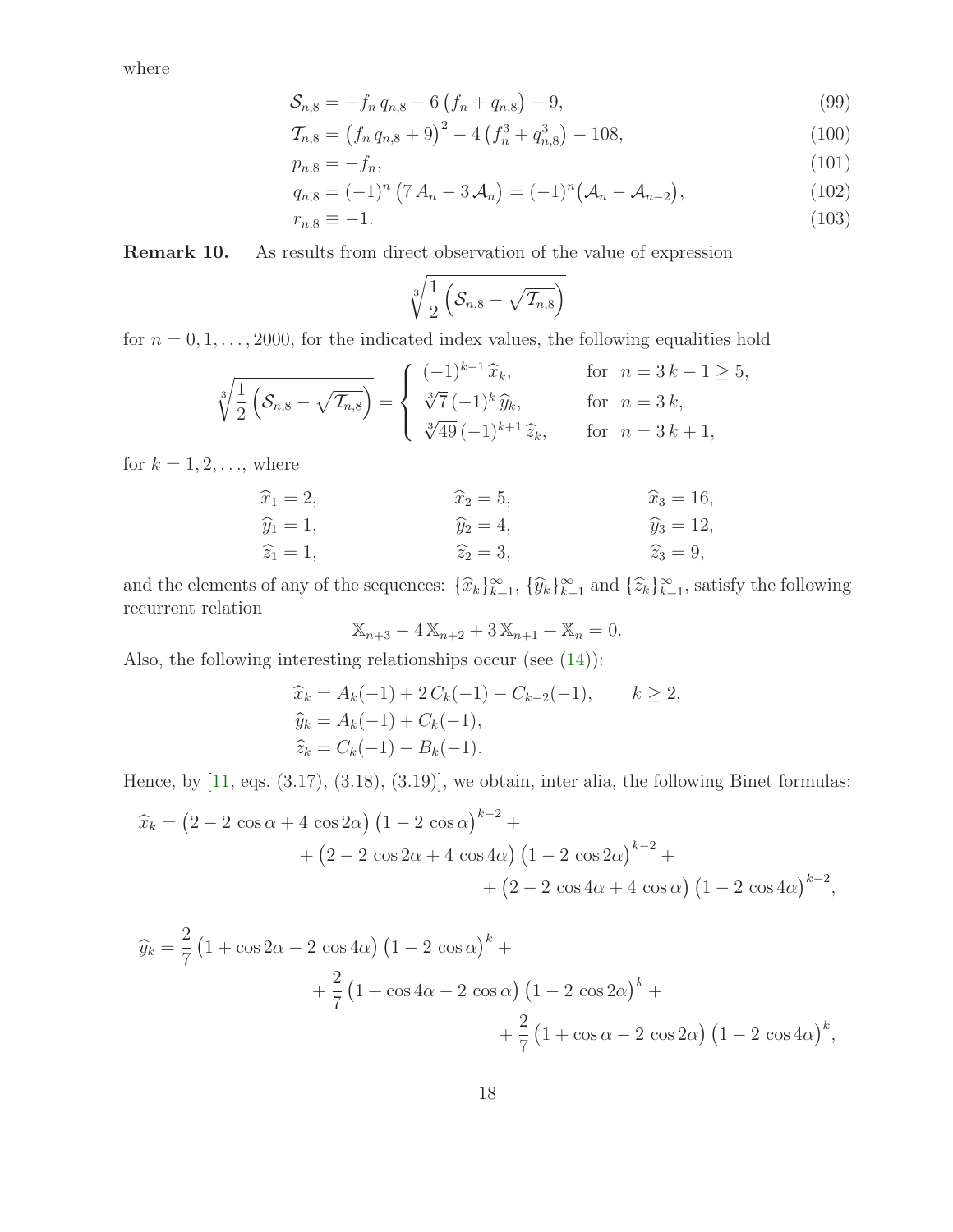where

$$\mathcal{S}_{n,8} = -f_n\, q_{n,8} - 6\left(f_n + q_{n,8}\right) - 9, \tag{99}$$

$$\mathcal{T}_{n,8} = \left(f_n\, q_{n,8} + 9\right)^2 - 4\left(f_n^3 + q_{n,8}^3\right) - 108, \tag{100}$$

$$p_{n,8} = -f_n, \tag{101}$$

$$q_{n,8} = (-1)^n \left(7\, A_n - 3\, \mathcal{A}_n\right) = (-1)^n \big(\mathcal{A}_n - \mathcal{A}_{n-2}\big), \tag{102}$$

$$r_{n,8} \equiv -1. \tag{103}$$

**Remark 10.** As results from direct observation of the value of expression

$$\sqrt[3]{\frac{1}{2}\left(\mathcal{S}_{n,8} - \sqrt{\mathcal{T}_{n,8}}\right)}$$

for $n = 0, 1, \ldots, 2000$, for the indicated index values, the following equalities hold

$$\sqrt[3]{\frac{1}{2}\left(\mathcal{S}_{n,8} - \sqrt{\mathcal{T}_{n,8}}\right)} = \begin{cases} (-1)^{k-1}\, \widehat{x}_k, & \text{for} \quad n = 3\,k-1 \geq 5, \\ \sqrt[3]{7}\,(-1)^k\, \widehat{y}_k, & \text{for} \quad n = 3\,k, \\ \sqrt[3]{49}\,(-1)^{k+1}\, \widehat{z}_k, & \text{for} \quad n = 3\,k+1, \end{cases}$$

for $k = 1, 2, \ldots$, where

$$\begin{array}{lll} \widehat{x}_1 = 2, & \widehat{x}_2 = 5, & \widehat{x}_3 = 16, \\ \widehat{y}_1 = 1, & \widehat{y}_2 = 4, & \widehat{y}_3 = 12, \\ \widehat{z}_1 = 1, & \widehat{z}_2 = 3, & \widehat{z}_3 = 9, \end{array}$$

and the elements of any of the sequences: $\{\widehat{x}_k\}_{k=1}^{\infty}$, $\{\widehat{y}_k\}_{k=1}^{\infty}$ and $\{\widehat{z}_k\}_{k=1}^{\infty}$, satisfy the following recurrent relation

$$\mathbb{X}_{n+3} - 4\,\mathbb{X}_{n+2} + 3\,\mathbb{X}_{n+1} + \mathbb{X}_n = 0.$$

Also, the following interesting relationships occur (see (14)):

$$\begin{aligned} \widehat{x}_k &= A_k(-1) + 2\, C_k(-1) - C_{k-2}(-1), \qquad k \geq 2, \\ \widehat{y}_k &= A_k(-1) + C_k(-1), \\ \widehat{z}_k &= C_k(-1) - B_k(-1). \end{aligned}$$

Hence, by [11, eqs. (3.17), (3.18), (3.19)], we obtain, inter alia, the following Binet formulas:

$$\begin{aligned} \widehat{x}_k = \big(2 - 2\,\cos\alpha + 4\,\cos 2\alpha\big)\big(1 - 2\,\cos\alpha\big)^{k-2} &+ \\ + \big(2 - 2\,\cos 2\alpha + 4\,\cos 4\alpha\big)\big(1 - 2\,\cos 2\alpha\big)^{k-2} &+ \\ + \big(2 - 2\,\cos 4\alpha + 4\,\cos\alpha\big)\big(1 - 2\,\cos 4\alpha\big)^{k-2}&, \end{aligned}$$

$$\begin{aligned} \widehat{y}_k = \frac{2}{7}\big(1 + \cos 2\alpha - 2\,\cos 4\alpha\big)\big(1 - 2\,\cos\alpha\big)^{k} &+ \\ + \frac{2}{7}\big(1 + \cos 4\alpha - 2\,\cos\alpha\big)\big(1 - 2\,\cos 2\alpha\big)^{k} &+ \\ + \frac{2}{7}\big(1 + \cos\alpha - 2\,\cos 2\alpha\big)\big(1 - 2\,\cos 4\alpha\big)^{k}&, \end{aligned}$$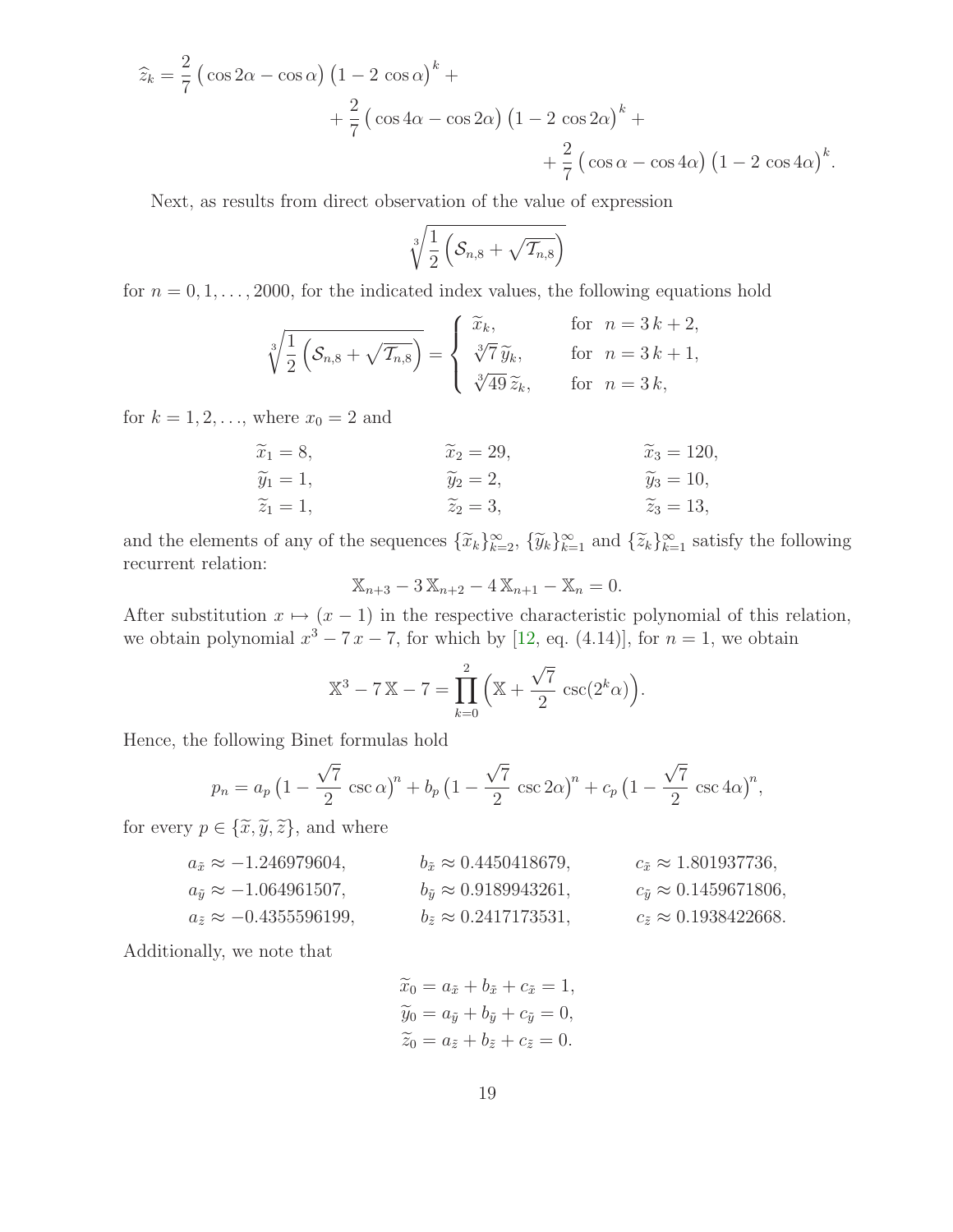$$
\begin{aligned}
\widehat{z}_k = \frac{2}{7}\big(\cos 2\alpha - \cos\alpha\big)\big(1 - 2\,\cos\alpha\big)^k + \\
+ \frac{2}{7}\big(\cos 4\alpha - \cos 2\alpha\big)\big(1 - 2\,\cos 2\alpha\big)^k + \\
+ \frac{2}{7}\big(\cos\alpha - \cos 4\alpha\big)\big(1 - 2\,\cos 4\alpha\big)^k.
\end{aligned}
$$

Next, as results from direct observation of the value of expression

$$
\sqrt[3]{\frac{1}{2}\Big(\mathcal{S}_{n,8} + \sqrt{\mathcal{T}_{n,8}}\Big)}
$$

for $n = 0, 1, \ldots, 2000$, for the indicated index values, the following equations hold

$$
\sqrt[3]{\frac{1}{2}\Big(\mathcal{S}_{n,8} + \sqrt{\mathcal{T}_{n,8}}\Big)} = \begin{cases} \widetilde{x}_k, & \text{for } \ n = 3\,k + 2, \\ \sqrt[3]{7}\,\widetilde{y}_k, & \text{for } \ n = 3\,k + 1, \\ \sqrt[3]{49}\,\widetilde{z}_k, & \text{for } \ n = 3\,k, \end{cases}
$$

for $k = 1, 2, \ldots$, where $x_0 = 2$ and

$$
\begin{array}{lll}
\widetilde{x}_1 = 8, & \widetilde{x}_2 = 29, & \widetilde{x}_3 = 120, \\
\widetilde{y}_1 = 1, & \widetilde{y}_2 = 2, & \widetilde{y}_3 = 10, \\
\widetilde{z}_1 = 1, & \widetilde{z}_2 = 3, & \widetilde{z}_3 = 13,
\end{array}
$$

and the elements of any of the sequences $\{\widetilde{x}_k\}_{k=2}^{\infty}$, $\{\widetilde{y}_k\}_{k=1}^{\infty}$ and $\{\widetilde{z}_k\}_{k=1}^{\infty}$ satisfy the following recurrent relation:

$$
\mathbb{X}_{n+3} - 3\,\mathbb{X}_{n+2} - 4\,\mathbb{X}_{n+1} - \mathbb{X}_n = 0.
$$

After substitution $x \mapsto (x - 1)$ in the respective characteristic polynomial of this relation, we obtain polynomial $x^3 - 7\,x - 7$, for which by [12, eq. (4.14)], for $n = 1$, we obtain

$$
\mathbb{X}^3 - 7\,\mathbb{X} - 7 = \prod_{k=0}^{2}\Big(\mathbb{X} + \frac{\sqrt{7}}{2}\,\csc(2^k\alpha)\Big).
$$

Hence, the following Binet formulas hold

$$
p_n = a_p\big(1 - \frac{\sqrt{7}}{2}\,\csc\alpha\big)^n + b_p\big(1 - \frac{\sqrt{7}}{2}\,\csc 2\alpha\big)^n + c_p\big(1 - \frac{\sqrt{7}}{2}\,\csc 4\alpha\big)^n,
$$

for every $p \in \{\widetilde{x}, \widetilde{y}, \widetilde{z}\}$, and where

$$
\begin{array}{lll}
a_{\tilde{x}} \approx -1.246979604, & b_{\tilde{x}} \approx 0.4450418679, & c_{\tilde{x}} \approx 1.801937736, \\
a_{\tilde{y}} \approx -1.064961507, & b_{\tilde{y}} \approx 0.9189943261, & c_{\tilde{y}} \approx 0.1459671806, \\
a_{\tilde{z}} \approx -0.4355596199, & b_{\tilde{z}} \approx 0.2417173531, & c_{\tilde{z}} \approx 0.1938422668.
\end{array}
$$

Additionally, we note that

$$
\begin{aligned}
\widetilde{x}_0 &= a_{\tilde{x}} + b_{\tilde{x}} + c_{\tilde{x}} = 1, \\
\widetilde{y}_0 &= a_{\tilde{y}} + b_{\tilde{y}} + c_{\tilde{y}} = 0, \\
\widetilde{z}_0 &= a_{\tilde{z}} + b_{\tilde{z}} + c_{\tilde{z}} = 0.
\end{aligned}
$$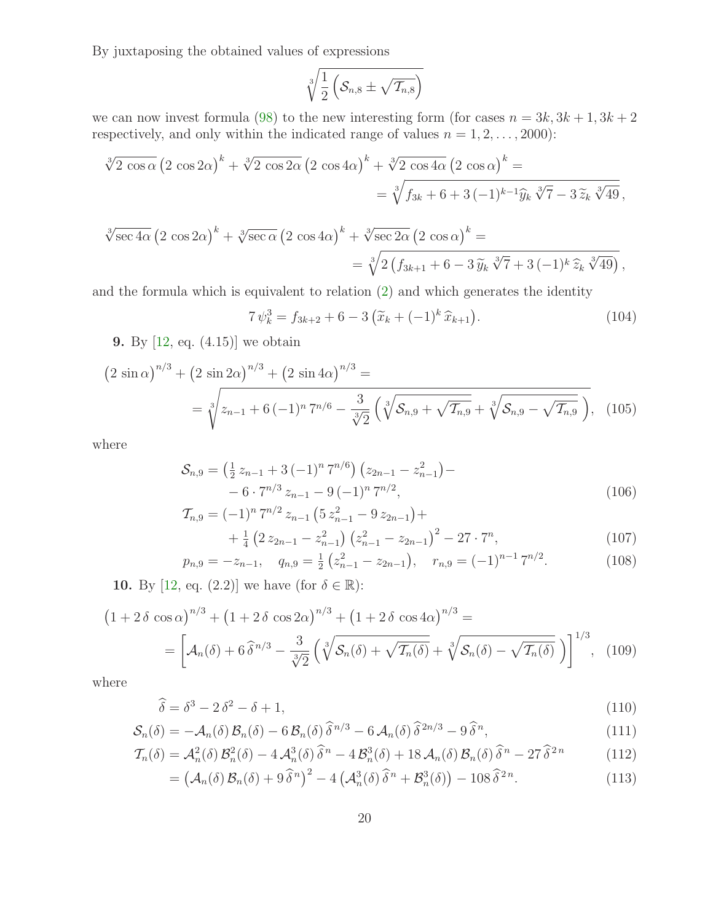By juxtaposing the obtained values of expressions

$$\sqrt[3]{\frac{1}{2}\left(\mathcal{S}_{n,8} \pm \sqrt{\mathcal{T}_{n,8}}\right)}$$

we can now invest formula (98) to the new interesting form (for cases $n = 3k, 3k+1, 3k+2$ respectively, and only within the indicated range of values $n = 1, 2, \ldots, 2000$):

$$\begin{aligned}\sqrt[3]{2\,\cos\alpha}\,\big(2\,\cos 2\alpha\big)^k + \sqrt[3]{2\,\cos 2\alpha}\,\big(2\,\cos 4\alpha\big)^k + \sqrt[3]{2\,\cos 4\alpha}\,\big(2\,\cos\alpha\big)^k = \\ = \sqrt[3]{f_{3k} + 6 + 3\,(-1)^{k-1}\widehat{y}_k\,\sqrt[3]{7} - 3\,\widetilde{z}_k\,\sqrt[3]{49}}\,,\end{aligned}$$

$$\begin{aligned}\sqrt[3]{\sec 4\alpha}\,\big(2\,\cos 2\alpha\big)^k + \sqrt[3]{\sec\alpha}\,\big(2\,\cos 4\alpha\big)^k + \sqrt[3]{\sec 2\alpha}\,\big(2\,\cos\alpha\big)^k = \\ = \sqrt[3]{2\left(f_{3k+1} + 6 - 3\,\widetilde{y}_k\,\sqrt[3]{7} + 3\,(-1)^k\,\widehat{z}_k\,\sqrt[3]{49}\right)}\,,\end{aligned}$$

and the formula which is equivalent to relation (2) and which generates the identity

$$7\,\psi_k^3 = f_{3k+2} + 6 - 3\left(\widetilde{x}_k + (-1)^k\,\widehat{x}_{k+1}\right). \tag{104}$$

**9.** By [12, eq. (4.15)] we obtain

$$\begin{aligned}\big(2\,\sin\alpha\big)^{n/3} + \big(2\,\sin 2\alpha\big)^{n/3} + \big(2\,\sin 4\alpha\big)^{n/3} = \\ = \sqrt[3]{z_{n-1} + 6\,(-1)^n\,7^{n/6} - \frac{3}{\sqrt[3]{2}}\left(\sqrt[3]{\mathcal{S}_{n,9} + \sqrt{\mathcal{T}_{n,9}}} + \sqrt[3]{\mathcal{S}_{n,9} - \sqrt{\mathcal{T}_{n,9}}}\,\right)},\end{aligned} \tag{105}$$

where

$$\begin{aligned}\mathcal{S}_{n,9} &= \left(\tfrac{1}{2}\,z_{n-1} + 3\,(-1)^n\,7^{n/6}\right)\left(z_{2n-1} - z_{n-1}^2\right) - \\ &\quad - 6\cdot 7^{n/3}\,z_{n-1} - 9\,(-1)^n\,7^{n/2},\end{aligned} \tag{106}$$

$$\begin{aligned}\mathcal{T}_{n,9} &= (-1)^n\,7^{n/2}\,z_{n-1}\left(5\,z_{n-1}^2 - 9\,z_{2n-1}\right) + \\ &\quad + \tfrac{1}{4}\left(2\,z_{2n-1} - z_{n-1}^2\right)\left(z_{n-1}^2 - z_{2n-1}\right)^2 - 27\cdot 7^n,\end{aligned} \tag{107}$$

$$p_{n,9} = -z_{n-1}, \quad q_{n,9} = \tfrac{1}{2}\left(z_{n-1}^2 - z_{2n-1}\right), \quad r_{n,9} = (-1)^{n-1}\,7^{n/2}. \tag{108}$$

**10.** By [12, eq. (2.2)] we have (for $\delta \in \mathbb{R}$):

$$\begin{aligned}\big(1 + 2\,\delta\,\cos\alpha\big)^{n/3} + \big(1 + 2\,\delta\,\cos 2\alpha\big)^{n/3} + \big(1 + 2\,\delta\,\cos 4\alpha\big)^{n/3} = \\ = \left[\mathcal{A}_n(\delta) + 6\,\widehat{\delta}^{\,n/3} - \frac{3}{\sqrt[3]{2}}\left(\sqrt[3]{\mathcal{S}_n(\delta) + \sqrt{\mathcal{T}_n(\delta)}} + \sqrt[3]{\mathcal{S}_n(\delta) - \sqrt{\mathcal{T}_n(\delta)}}\,\right)\right]^{1/3},\end{aligned} \tag{109}$$

where

$$\widehat{\delta} = \delta^3 - 2\,\delta^2 - \delta + 1, \tag{110}$$

$$\mathcal{S}_n(\delta) = -\mathcal{A}_n(\delta)\,\mathcal{B}_n(\delta) - 6\,\mathcal{B}_n(\delta)\,\widehat{\delta}^{\,n/3} - 6\,\mathcal{A}_n(\delta)\,\widehat{\delta}^{\,2n/3} - 9\,\widehat{\delta}^{\,n}, \tag{111}$$

$$\mathcal{T}_n(\delta) = \mathcal{A}_n^2(\delta)\,\mathcal{B}_n^2(\delta) - 4\,\mathcal{A}_n^3(\delta)\,\widehat{\delta}^{\,n} - 4\,\mathcal{B}_n^3(\delta) + 18\,\mathcal{A}_n(\delta)\,\mathcal{B}_n(\delta)\,\widehat{\delta}^{\,n} - 27\,\widehat{\delta}^{\,2n} \tag{112}$$

$$= \left(\mathcal{A}_n(\delta)\,\mathcal{B}_n(\delta) + 9\,\widehat{\delta}^{\,n}\right)^2 - 4\left(\mathcal{A}_n^3(\delta)\,\widehat{\delta}^{\,n} + \mathcal{B}_n^3(\delta)\right) - 108\,\widehat{\delta}^{\,2n}. \tag{113}$$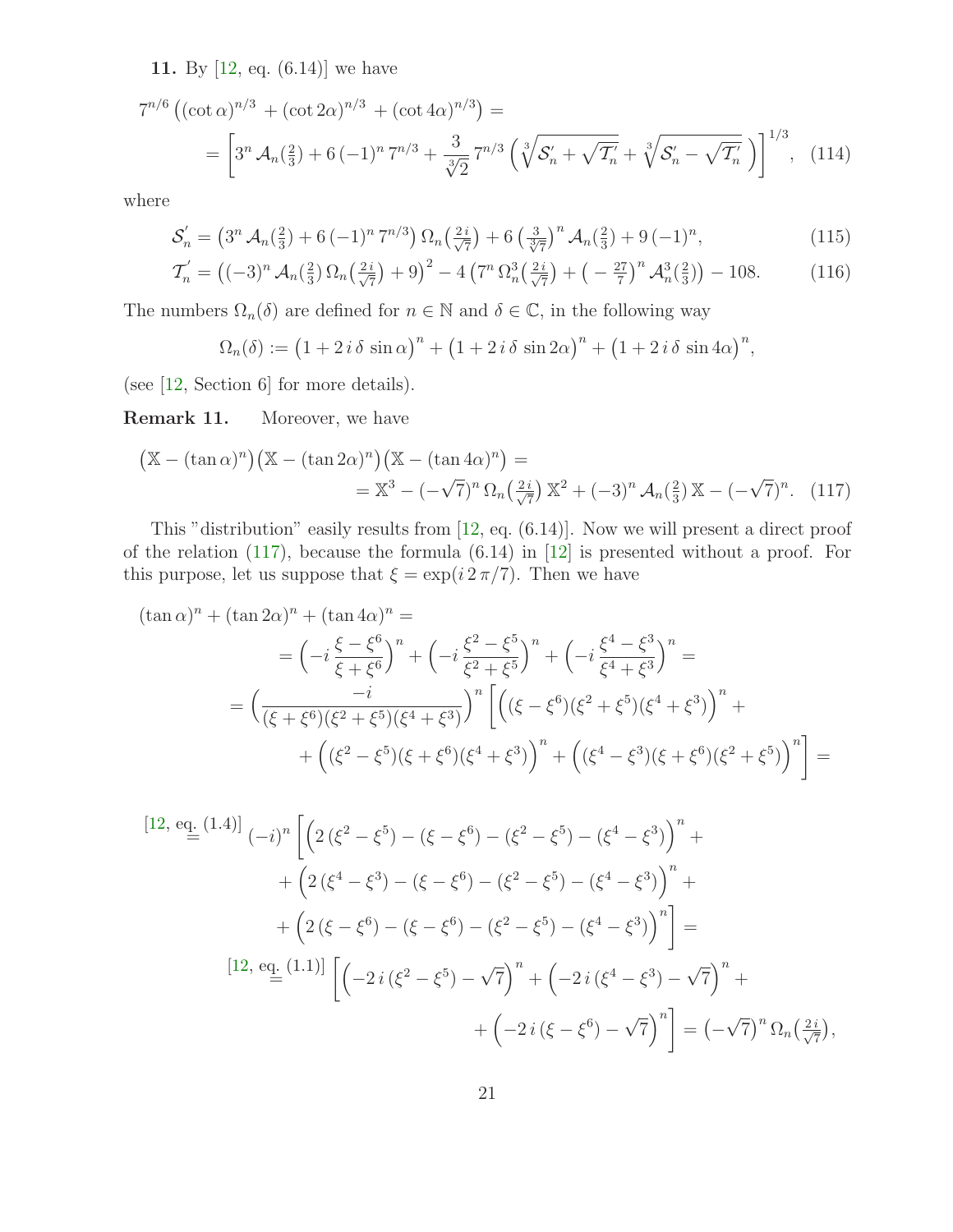**11.** By [12, eq. (6.14)] we have

$$7^{n/6}\left((\cot\alpha)^{n/3}+(\cot 2\alpha)^{n/3}+(\cot 4\alpha)^{n/3}\right)=$$
$$=\left[3^n\,\mathcal{A}_n(\tfrac{2}{3})+6\,(-1)^n\,7^{n/3}+\frac{3}{\sqrt[3]{2}}\,7^{n/3}\left(\sqrt[3]{\mathcal{S}_n'+\sqrt{\mathcal{T}_n'}}+\sqrt[3]{\mathcal{S}_n'-\sqrt{\mathcal{T}_n'}}\right)\right]^{1/3}, \quad (114)$$

where

$$\mathcal{S}_n'=\left(3^n\,\mathcal{A}_n(\tfrac{2}{3})+6\,(-1)^n\,7^{n/3}\right)\Omega_n\left(\tfrac{2\,i}{\sqrt{7}}\right)+6\left(\tfrac{3}{\sqrt[3]{7}}\right)^n\mathcal{A}_n(\tfrac{2}{3})+9\,(-1)^n, \quad (115)$$

$$\mathcal{T}_n'=\left((-3)^n\,\mathcal{A}_n(\tfrac{2}{3})\,\Omega_n\left(\tfrac{2\,i}{\sqrt{7}}\right)+9\right)^2-4\left(7^n\,\Omega_n^3\left(\tfrac{2\,i}{\sqrt{7}}\right)+\left(-\tfrac{27}{7}\right)^n\mathcal{A}_n^3(\tfrac{2}{3})\right)-108. \quad (116)$$

The numbers $\Omega_n(\delta)$ are defined for $n\in\mathbb{N}$ and $\delta\in\mathbb{C}$, in the following way

$$\Omega_n(\delta):=\left(1+2\,i\,\delta\,\sin\alpha\right)^n+\left(1+2\,i\,\delta\,\sin 2\alpha\right)^n+\left(1+2\,i\,\delta\,\sin 4\alpha\right)^n,$$

(see [12, Section 6] for more details).

**Remark 11.** Moreover, we have

$$\left(\mathbb{X}-(\tan\alpha)^n\right)\left(\mathbb{X}-(\tan 2\alpha)^n\right)\left(\mathbb{X}-(\tan 4\alpha)^n\right)=$$
$$=\mathbb{X}^3-(-\sqrt{7})^n\,\Omega_n\left(\tfrac{2\,i}{\sqrt{7}}\right)\mathbb{X}^2+(-3)^n\,\mathcal{A}_n(\tfrac{2}{3})\,\mathbb{X}-(-\sqrt{7})^n. \quad (117)$$

This "distribution" easily results from [12, eq. (6.14)]. Now we will present a direct proof of the relation (117), because the formula (6.14) in [12] is presented without a proof. For this purpose, let us suppose that $\xi=\exp(i\,2\,\pi/7)$. Then we have

$$(\tan\alpha)^n+(\tan 2\alpha)^n+(\tan 4\alpha)^n=$$
$$=\left(-i\,\frac{\xi-\xi^6}{\xi+\xi^6}\right)^n+\left(-i\,\frac{\xi^2-\xi^5}{\xi^2+\xi^5}\right)^n+\left(-i\,\frac{\xi^4-\xi^3}{\xi^4+\xi^3}\right)^n=$$
$$=\left(\frac{-i}{(\xi+\xi^6)(\xi^2+\xi^5)(\xi^4+\xi^3)}\right)^n\left[\left((\xi-\xi^6)(\xi^2+\xi^5)(\xi^4+\xi^3)\right)^n+\right.$$
$$\left.+\left((\xi^2-\xi^5)(\xi+\xi^6)(\xi^4+\xi^3)\right)^n+\left((\xi^4-\xi^3)(\xi+\xi^6)(\xi^2+\xi^5)\right)^n\right]=$$

$$\overset{[12,\text{ eq. }(1.4)]}{=}(-i)^n\left[\left(2\,(\xi^2-\xi^5)-(\xi-\xi^6)-(\xi^2-\xi^5)-(\xi^4-\xi^3)\right)^n+\right.$$
$$+\left(2\,(\xi^4-\xi^3)-(\xi-\xi^6)-(\xi^2-\xi^5)-(\xi^4-\xi^3)\right)^n+$$
$$\left.+\left(2\,(\xi-\xi^6)-(\xi-\xi^6)-(\xi^2-\xi^5)-(\xi^4-\xi^3)\right)^n\right]=$$
$$\overset{[12,\text{ eq. }(1.1)]}{=}\left[\left(-2\,i\,(\xi^2-\xi^5)-\sqrt{7}\right)^n+\left(-2\,i\,(\xi^4-\xi^3)-\sqrt{7}\right)^n+\right.$$
$$\left.+\left(-2\,i\,(\xi-\xi^6)-\sqrt{7}\right)^n\right]=\left(-\sqrt{7}\right)^n\Omega_n\left(\tfrac{2\,i}{\sqrt{7}}\right),$$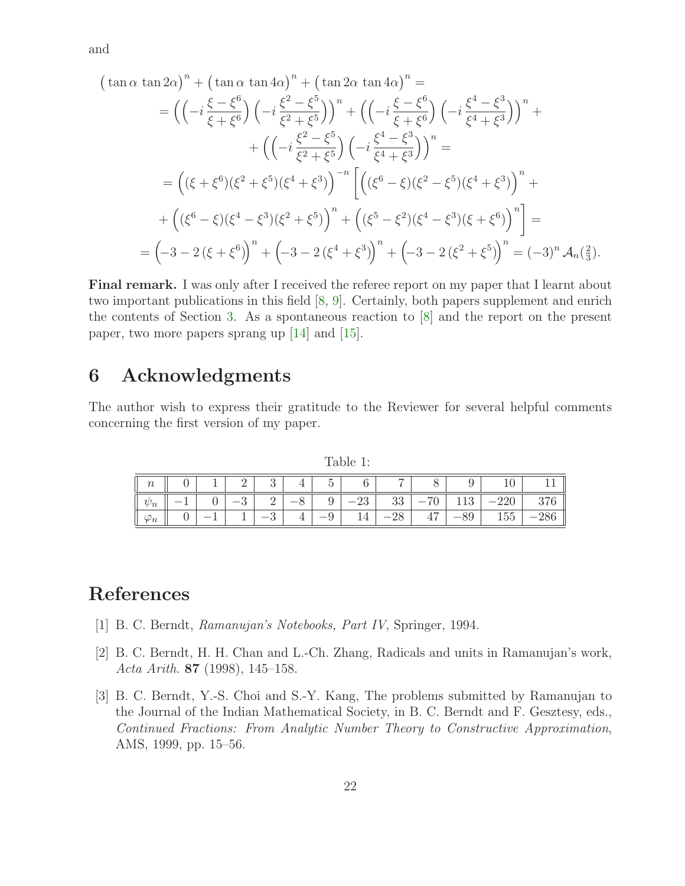and

$$
\begin{aligned}
&\big(\tan\alpha\,\tan 2\alpha\big)^n + \big(\tan\alpha\,\tan 4\alpha\big)^n + \big(\tan 2\alpha\,\tan 4\alpha\big)^n = \\
&= \Big(\Big(-i\,\frac{\xi-\xi^6}{\xi+\xi^6}\Big)\Big(-i\,\frac{\xi^2-\xi^5}{\xi^2+\xi^5}\Big)\Big)^n + \Big(\Big(-i\,\frac{\xi-\xi^6}{\xi+\xi^6}\Big)\Big(-i\,\frac{\xi^4-\xi^3}{\xi^4+\xi^3}\Big)\Big)^n + \\
&\quad + \Big(\Big(-i\,\frac{\xi^2-\xi^5}{\xi^2+\xi^5}\Big)\Big(-i\,\frac{\xi^4-\xi^3}{\xi^4+\xi^3}\Big)\Big)^n = \\
&= \Big((\xi+\xi^6)(\xi^2+\xi^5)(\xi^4+\xi^3)\Big)^{-n}\Big[\Big((\xi^6-\xi)(\xi^2-\xi^5)(\xi^4+\xi^3)\Big)^n + \\
&\quad + \Big((\xi^6-\xi)(\xi^4-\xi^3)(\xi^2+\xi^5)\Big)^n + \Big((\xi^5-\xi^2)(\xi^4-\xi^3)(\xi+\xi^6)\Big)^n\Big] = \\
&= \Big(-3-2\,(\xi+\xi^6)\Big)^n + \Big(-3-2\,(\xi^4+\xi^3)\Big)^n + \Big(-3-2\,(\xi^2+\xi^5)\Big)^n = (-3)^n\,\mathcal{A}_n(\tfrac{2}{3}).
\end{aligned}
$$

**Final remark.** I was only after I received the referee report on my paper that I learnt about two important publications in this field [8, 9]. Certainly, both papers supplement and enrich the contents of Section 3. As a spontaneous reaction to [8] and the report on the present paper, two more papers sprang up [14] and [15].

## 6 Acknowledgments

The author wish to express their gratitude to the Reviewer for several helpful comments concerning the first version of my paper.

Table 1:

| $n$ | 0 | 1 | 2 | 3 | 4 | 5 | 6 | 7 | 8 | 9 | 10 | 11 |
|---|---|---|---|---|---|---|---|---|---|---|---|---|
| $\psi_n$ | $-1$ | 0 | $-3$ | 2 | $-8$ | 9 | $-23$ | 33 | $-70$ | 113 | $-220$ | 376 |
| $\varphi_n$ | 0 | $-1$ | 1 | $-3$ | 4 | $-9$ | 14 | $-28$ | 47 | $-89$ | 155 | $-286$ |

## References

[1] B. C. Berndt, *Ramanujan's Notebooks, Part IV*, Springer, 1994.

[2] B. C. Berndt, H. H. Chan and L.-Ch. Zhang, Radicals and units in Ramanujan's work, *Acta Arith.* **87** (1998), 145–158.

[3] B. C. Berndt, Y.-S. Choi and S.-Y. Kang, The problems submitted by Ramanujan to the Journal of the Indian Mathematical Society, in B. C. Berndt and F. Gesztesy, eds., *Continued Fractions: From Analytic Number Theory to Constructive Approximation*, AMS, 1999, pp. 15–56.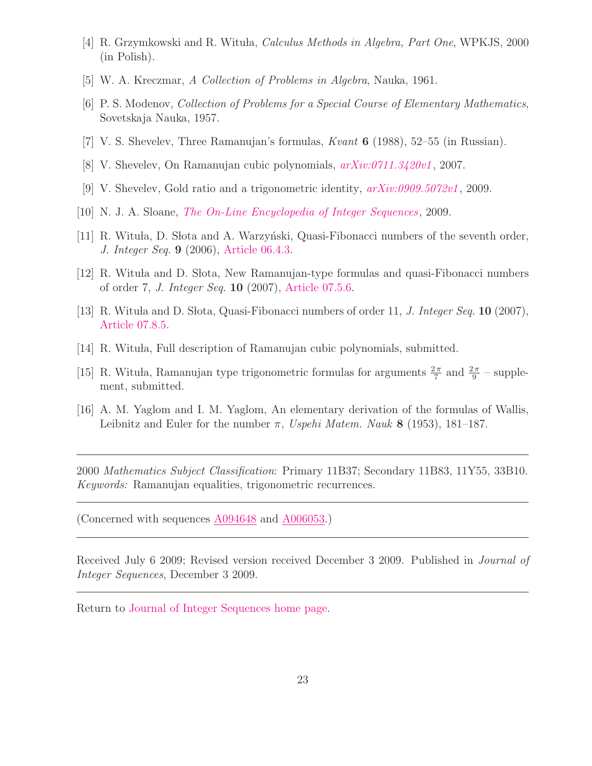[4] R. Grzymkowski and R. Wituła, *Calculus Methods in Algebra, Part One*, WPKJS, 2000 (in Polish).

[5] W. A. Kreczmar, *A Collection of Problems in Algebra*, Nauka, 1961.

[6] P. S. Modenov, *Collection of Problems for a Special Course of Elementary Mathematics*, Sovetskaja Nauka, 1957.

[7] V. S. Shevelev, Three Ramanujan's formulas, *Kvant* **6** (1988), 52–55 (in Russian).

[8] V. Shevelev, On Ramanujan cubic polynomials, *arXiv:0711.3420v1*, 2007.

[9] V. Shevelev, Gold ratio and a trigonometric identity, *arXiv:0909.5072v1*, 2009.

[10] N. J. A. Sloane, *The On-Line Encyclopedia of Integer Sequences*, 2009.

[11] R. Wituła, D. Słota and A. Warzyński, Quasi-Fibonacci numbers of the seventh order, *J. Integer Seq.* **9** (2006), Article 06.4.3.

[12] R. Wituła and D. Słota, New Ramanujan-type formulas and quasi-Fibonacci numbers of order 7, *J. Integer Seq.* **10** (2007), Article 07.5.6.

[13] R. Wituła and D. Słota, Quasi-Fibonacci numbers of order 11, *J. Integer Seq.* **10** (2007), Article 07.8.5.

[14] R. Wituła, Full description of Ramanujan cubic polynomials, submitted.

[15] R. Wituła, Ramanujan type trigonometric formulas for arguments $\frac{2\pi}{7}$ and $\frac{2\pi}{9}$ – supplement, submitted.

[16] A. M. Yaglom and I. M. Yaglom, An elementary derivation of the formulas of Wallis, Leibnitz and Euler for the number $\pi$, *Uspehi Matem. Nauk* **8** (1953), 181–187.

---

2000 *Mathematics Subject Classification*: Primary 11B37; Secondary 11B83, 11Y55, 33B10.
*Keywords:* Ramanujan equalities, trigonometric recurrences.

---

(Concerned with sequences A094648 and A006053.)

---

Received July 6 2009; Revised version received December 3 2009. Published in *Journal of Integer Sequences*, December 3 2009.

---

Return to Journal of Integer Sequences home page.